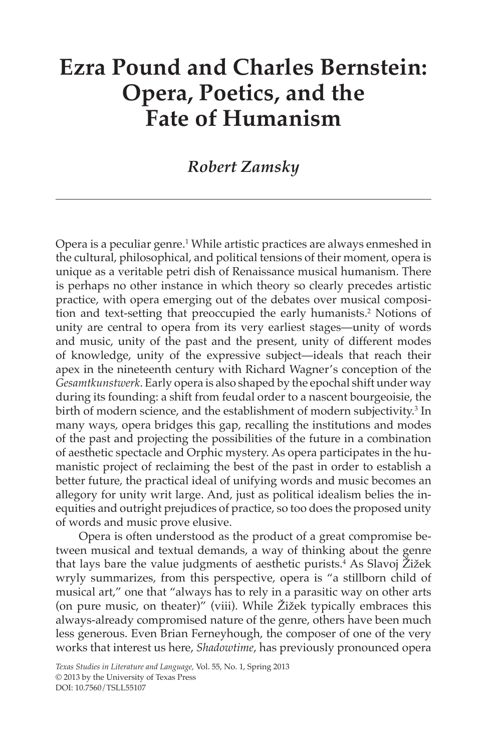# Ezra Pound and Charles Bernstein: Opera, Poetics, and the Fate of Humanism

*Robert Zamsky*

---

Opera is a peculiar genre.[1] While artistic practices are always enmeshed in the cultural, philosophical, and political tensions of their moment, opera is unique as a veritable petri dish of Renaissance musical humanism. There is perhaps no other instance in which theory so clearly precedes artistic practice, with opera emerging out of the debates over musical composition and text-setting that preoccupied the early humanists.[2] Notions of unity are central to opera from its very earliest stages—unity of words and music, unity of the past and the present, unity of different modes of knowledge, unity of the expressive subject—ideals that reach their apex in the nineteenth century with Richard Wagner's conception of the *Gesamtkunstwerk*. Early opera is also shaped by the epochal shift under way during its founding: a shift from feudal order to a nascent bourgeoisie, the birth of modern science, and the establishment of modern subjectivity.[3] In many ways, opera bridges this gap, recalling the institutions and modes of the past and projecting the possibilities of the future in a combination of aesthetic spectacle and Orphic mystery. As opera participates in the humanistic project of reclaiming the best of the past in order to establish a better future, the practical ideal of unifying words and music becomes an allegory for unity writ large. And, just as political idealism belies the inequities and outright prejudices of practice, so too does the proposed unity of words and music prove elusive.

Opera is often understood as the product of a great compromise between musical and textual demands, a way of thinking about the genre that lays bare the value judgments of aesthetic purists.[4] As Slavoj Žižek wryly summarizes, from this perspective, opera is "a stillborn child of musical art," one that "always has to rely in a parasitic way on other arts (on pure music, on theater)" (viii). While Žižek typically embraces this always-already compromised nature of the genre, others have been much less generous. Even Brian Ferneyhough, the composer of one of the very works that interest us here, *Shadowtime*, has previously pronounced opera

*Texas Studies in Literature and Language,* Vol. 55, No. 1, Spring 2013
© 2013 by the University of Texas Press
DOI: 10.7560/TSLL55107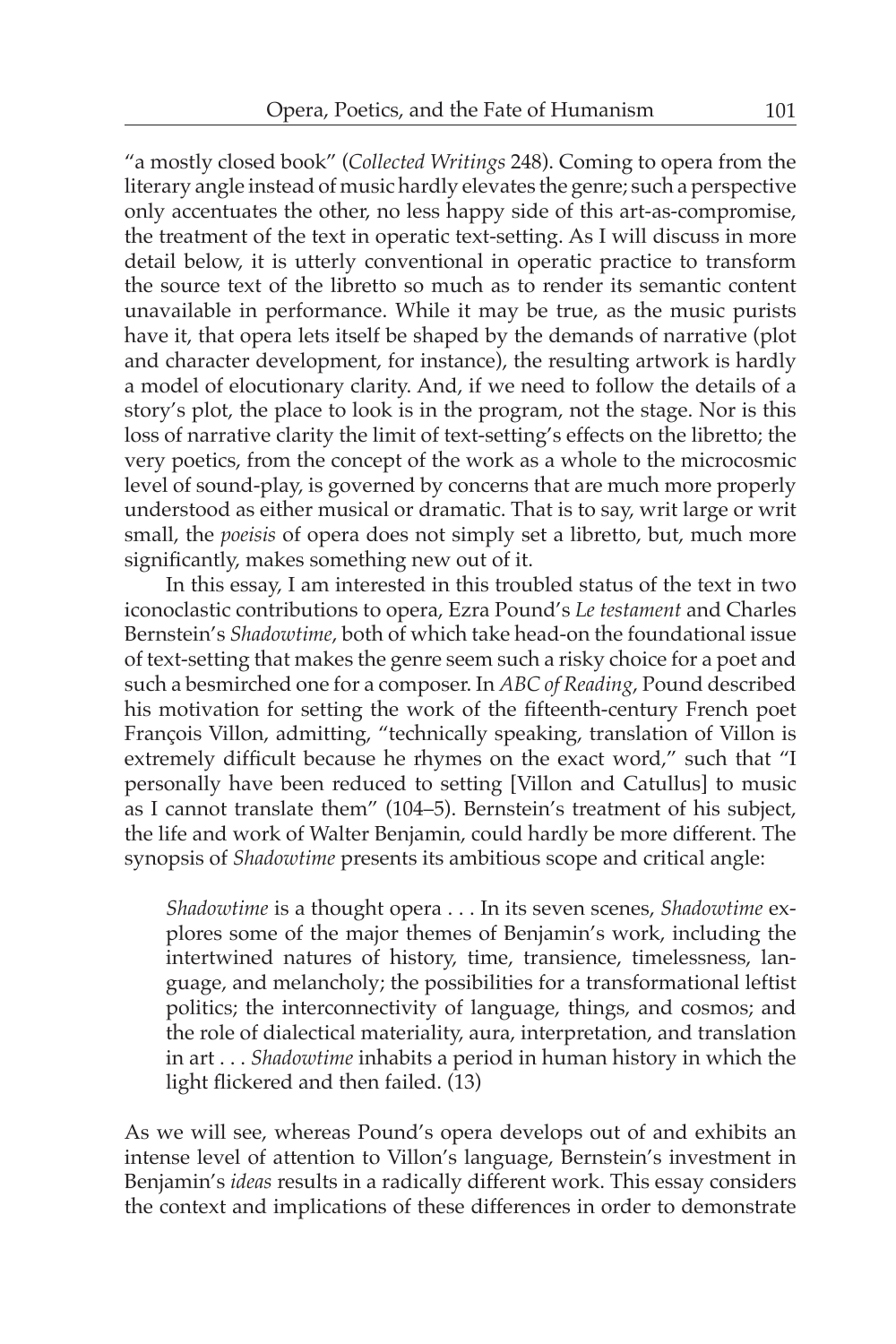"a mostly closed book" (*Collected Writings* 248). Coming to opera from the literary angle instead of music hardly elevates the genre; such a perspective only accentuates the other, no less happy side of this art-as-compromise, the treatment of the text in operatic text-setting. As I will discuss in more detail below, it is utterly conventional in operatic practice to transform the source text of the libretto so much as to render its semantic content unavailable in performance. While it may be true, as the music purists have it, that opera lets itself be shaped by the demands of narrative (plot and character development, for instance), the resulting artwork is hardly a model of elocutionary clarity. And, if we need to follow the details of a story's plot, the place to look is in the program, not the stage. Nor is this loss of narrative clarity the limit of text-setting's effects on the libretto; the very poetics, from the concept of the work as a whole to the microcosmic level of sound-play, is governed by concerns that are much more properly understood as either musical or dramatic. That is to say, writ large or writ small, the *poeisis* of opera does not simply set a libretto, but, much more significantly, makes something new out of it.

In this essay, I am interested in this troubled status of the text in two iconoclastic contributions to opera, Ezra Pound's *Le testament* and Charles Bernstein's *Shadowtime*, both of which take head-on the foundational issue of text-setting that makes the genre seem such a risky choice for a poet and such a besmirched one for a composer. In *ABC of Reading*, Pound described his motivation for setting the work of the fifteenth-century French poet François Villon, admitting, "technically speaking, translation of Villon is extremely difficult because he rhymes on the exact word," such that "I personally have been reduced to setting [Villon and Catullus] to music as I cannot translate them" (104–5). Bernstein's treatment of his subject, the life and work of Walter Benjamin, could hardly be more different. The synopsis of *Shadowtime* presents its ambitious scope and critical angle:

> *Shadowtime* is a thought opera . . . In its seven scenes, *Shadowtime* explores some of the major themes of Benjamin's work, including the intertwined natures of history, time, transience, timelessness, language, and melancholy; the possibilities for a transformational leftist politics; the interconnectivity of language, things, and cosmos; and the role of dialectical materiality, aura, interpretation, and translation in art . . . *Shadowtime* inhabits a period in human history in which the light flickered and then failed. (13)

As we will see, whereas Pound's opera develops out of and exhibits an intense level of attention to Villon's language, Bernstein's investment in Benjamin's *ideas* results in a radically different work. This essay considers the context and implications of these differences in order to demonstrate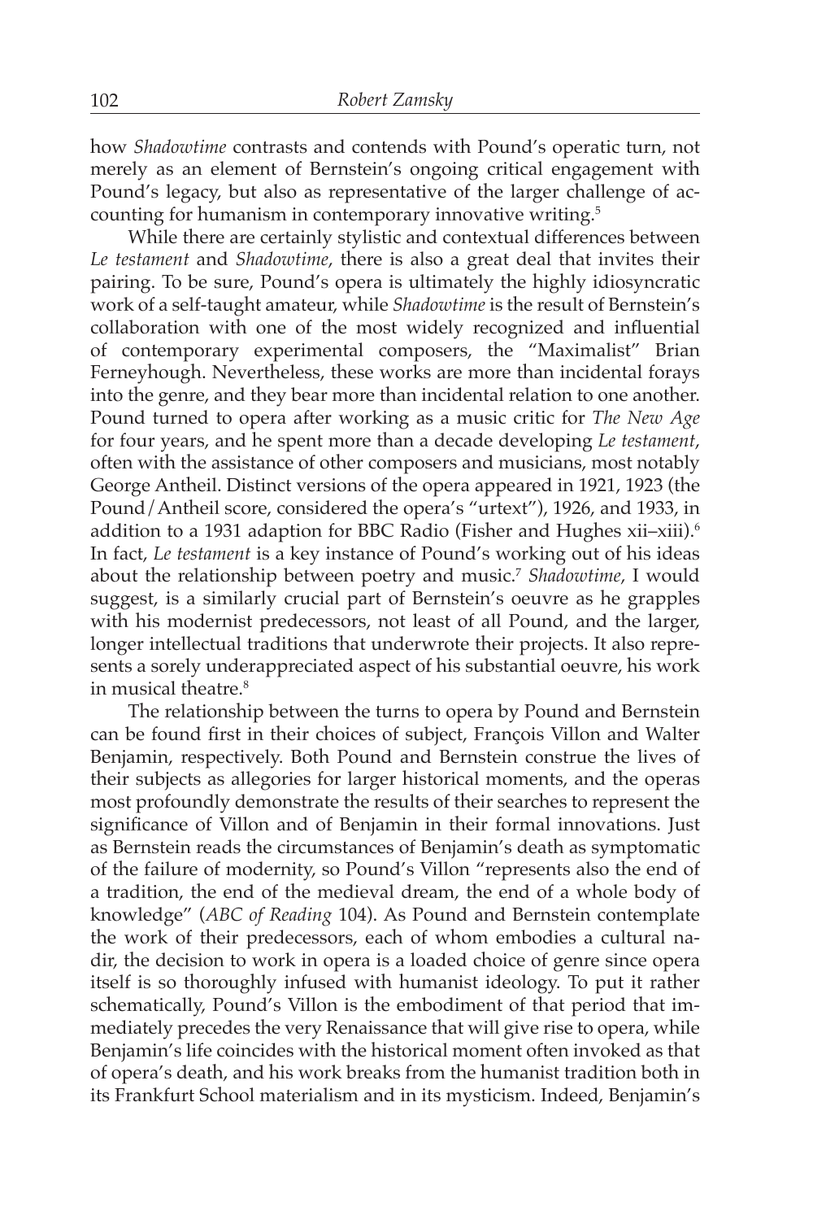how *Shadowtime* contrasts and contends with Pound's operatic turn, not merely as an element of Bernstein's ongoing critical engagement with Pound's legacy, but also as representative of the larger challenge of accounting for humanism in contemporary innovative writing.[5]

While there are certainly stylistic and contextual differences between *Le testament* and *Shadowtime*, there is also a great deal that invites their pairing. To be sure, Pound's opera is ultimately the highly idiosyncratic work of a self-taught amateur, while *Shadowtime* is the result of Bernstein's collaboration with one of the most widely recognized and influential of contemporary experimental composers, the "Maximalist" Brian Ferneyhough. Nevertheless, these works are more than incidental forays into the genre, and they bear more than incidental relation to one another. Pound turned to opera after working as a music critic for *The New Age* for four years, and he spent more than a decade developing *Le testament*, often with the assistance of other composers and musicians, most notably George Antheil. Distinct versions of the opera appeared in 1921, 1923 (the Pound/Antheil score, considered the opera's "urtext"), 1926, and 1933, in addition to a 1931 adaption for BBC Radio (Fisher and Hughes xii–xiii).[6] In fact, *Le testament* is a key instance of Pound's working out of his ideas about the relationship between poetry and music.[7] *Shadowtime*, I would suggest, is a similarly crucial part of Bernstein's oeuvre as he grapples with his modernist predecessors, not least of all Pound, and the larger, longer intellectual traditions that underwrote their projects. It also represents a sorely underappreciated aspect of his substantial oeuvre, his work in musical theatre.[8]

The relationship between the turns to opera by Pound and Bernstein can be found first in their choices of subject, François Villon and Walter Benjamin, respectively. Both Pound and Bernstein construe the lives of their subjects as allegories for larger historical moments, and the operas most profoundly demonstrate the results of their searches to represent the significance of Villon and of Benjamin in their formal innovations. Just as Bernstein reads the circumstances of Benjamin's death as symptomatic of the failure of modernity, so Pound's Villon "represents also the end of a tradition, the end of the medieval dream, the end of a whole body of knowledge" (*ABC of Reading* 104). As Pound and Bernstein contemplate the work of their predecessors, each of whom embodies a cultural nadir, the decision to work in opera is a loaded choice of genre since opera itself is so thoroughly infused with humanist ideology. To put it rather schematically, Pound's Villon is the embodiment of that period that immediately precedes the very Renaissance that will give rise to opera, while Benjamin's life coincides with the historical moment often invoked as that of opera's death, and his work breaks from the humanist tradition both in its Frankfurt School materialism and in its mysticism. Indeed, Benjamin's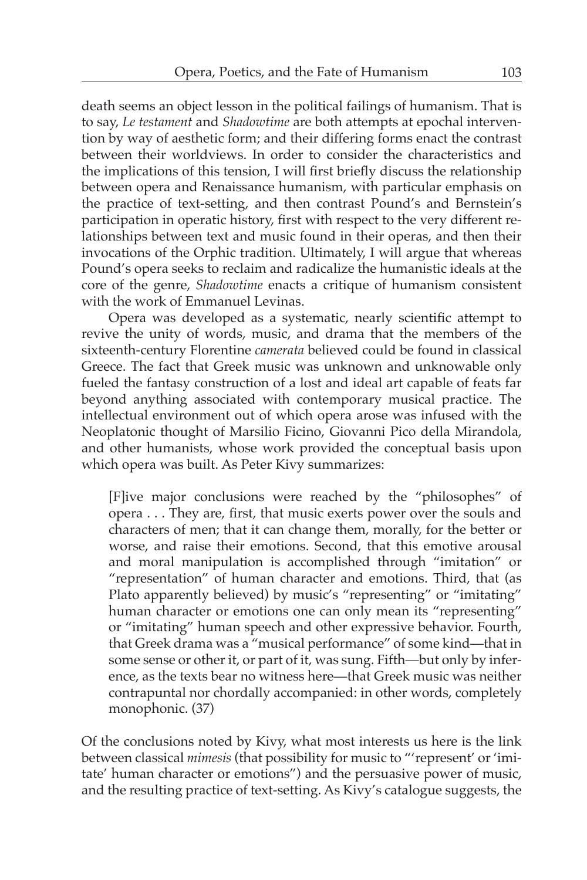death seems an object lesson in the political failings of humanism. That is to say, *Le testament* and *Shadowtime* are both attempts at epochal intervention by way of aesthetic form; and their differing forms enact the contrast between their worldviews. In order to consider the characteristics and the implications of this tension, I will first briefly discuss the relationship between opera and Renaissance humanism, with particular emphasis on the practice of text-setting, and then contrast Pound's and Bernstein's participation in operatic history, first with respect to the very different relationships between text and music found in their operas, and then their invocations of the Orphic tradition. Ultimately, I will argue that whereas Pound's opera seeks to reclaim and radicalize the humanistic ideals at the core of the genre, *Shadowtime* enacts a critique of humanism consistent with the work of Emmanuel Levinas.

Opera was developed as a systematic, nearly scientific attempt to revive the unity of words, music, and drama that the members of the sixteenth-century Florentine *camerata* believed could be found in classical Greece. The fact that Greek music was unknown and unknowable only fueled the fantasy construction of a lost and ideal art capable of feats far beyond anything associated with contemporary musical practice. The intellectual environment out of which opera arose was infused with the Neoplatonic thought of Marsilio Ficino, Giovanni Pico della Mirandola, and other humanists, whose work provided the conceptual basis upon which opera was built. As Peter Kivy summarizes:

> [F]ive major conclusions were reached by the "philosophes" of opera . . . They are, first, that music exerts power over the souls and characters of men; that it can change them, morally, for the better or worse, and raise their emotions. Second, that this emotive arousal and moral manipulation is accomplished through "imitation" or "representation" of human character and emotions. Third, that (as Plato apparently believed) by music's "representing" or "imitating" human character or emotions one can only mean its "representing" or "imitating" human speech and other expressive behavior. Fourth, that Greek drama was a "musical performance" of some kind—that in some sense or other it, or part of it, was sung. Fifth—but only by inference, as the texts bear no witness here—that Greek music was neither contrapuntal nor chordally accompanied: in other words, completely monophonic. (37)

Of the conclusions noted by Kivy, what most interests us here is the link between classical *mimesis* (that possibility for music to "'represent' or 'imitate' human character or emotions") and the persuasive power of music, and the resulting practice of text-setting. As Kivy's catalogue suggests, the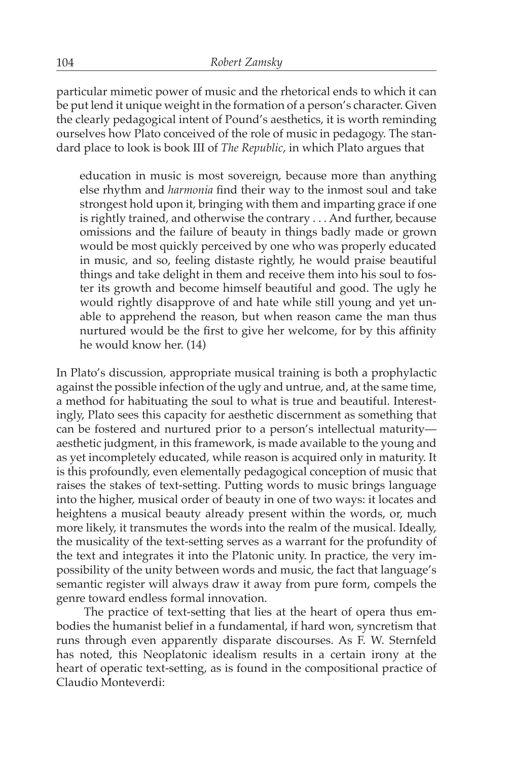particular mimetic power of music and the rhetorical ends to which it can be put lend it unique weight in the formation of a person's character. Given the clearly pedagogical intent of Pound's aesthetics, it is worth reminding ourselves how Plato conceived of the role of music in pedagogy. The standard place to look is book III of *The Republic*, in which Plato argues that

> education in music is most sovereign, because more than anything else rhythm and *harmonia* find their way to the inmost soul and take strongest hold upon it, bringing with them and imparting grace if one is rightly trained, and otherwise the contrary . . . And further, because omissions and the failure of beauty in things badly made or grown would be most quickly perceived by one who was properly educated in music, and so, feeling distaste rightly, he would praise beautiful things and take delight in them and receive them into his soul to foster its growth and become himself beautiful and good. The ugly he would rightly disapprove of and hate while still young and yet unable to apprehend the reason, but when reason came the man thus nurtured would be the first to give her welcome, for by this affinity he would know her. (14)

In Plato's discussion, appropriate musical training is both a prophylactic against the possible infection of the ugly and untrue, and, at the same time, a method for habituating the soul to what is true and beautiful. Interestingly, Plato sees this capacity for aesthetic discernment as something that can be fostered and nurtured prior to a person's intellectual maturity—aesthetic judgment, in this framework, is made available to the young and as yet incompletely educated, while reason is acquired only in maturity. It is this profoundly, even elementally pedagogical conception of music that raises the stakes of text-setting. Putting words to music brings language into the higher, musical order of beauty in one of two ways: it locates and heightens a musical beauty already present within the words, or, much more likely, it transmutes the words into the realm of the musical. Ideally, the musicality of the text-setting serves as a warrant for the profundity of the text and integrates it into the Platonic unity. In practice, the very impossibility of the unity between words and music, the fact that language's semantic register will always draw it away from pure form, compels the genre toward endless formal innovation.

The practice of text-setting that lies at the heart of opera thus embodies the humanist belief in a fundamental, if hard won, syncretism that runs through even apparently disparate discourses. As F. W. Sternfeld has noted, this Neoplatonic idealism results in a certain irony at the heart of operatic text-setting, as is found in the compositional practice of Claudio Monteverdi: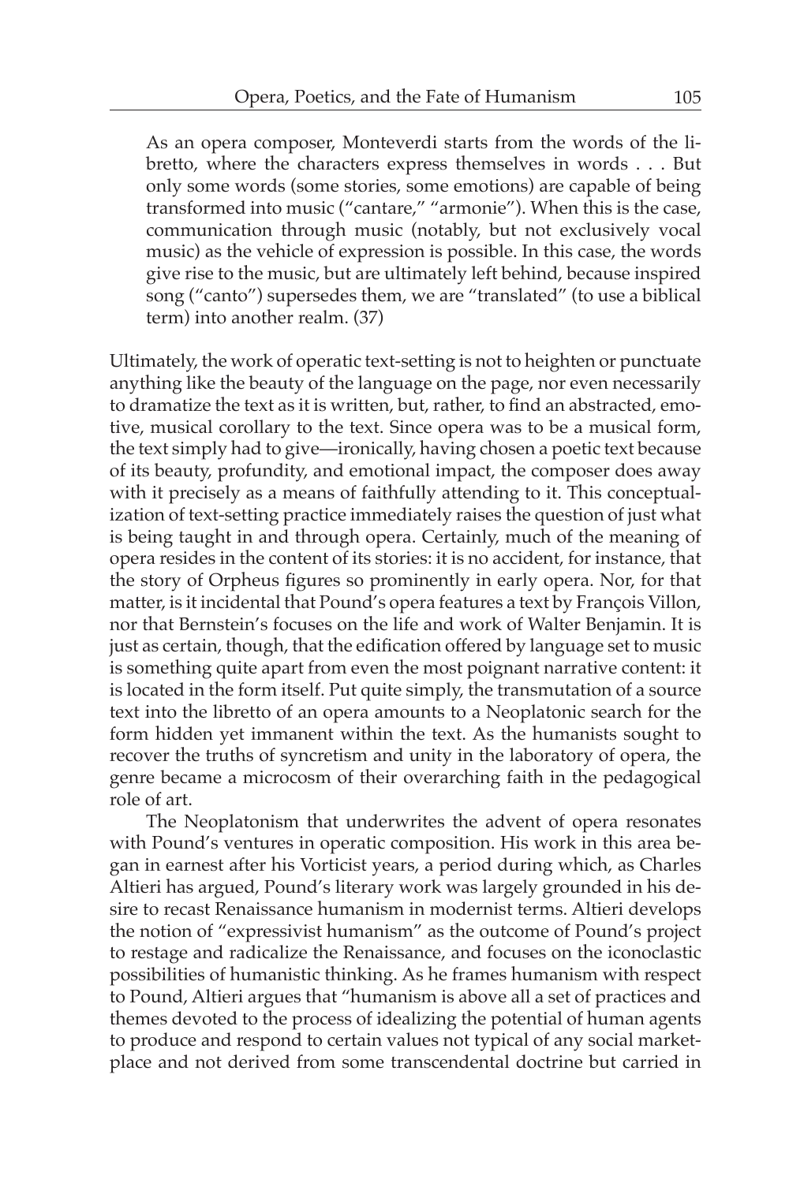> As an opera composer, Monteverdi starts from the words of the libretto, where the characters express themselves in words . . . But only some words (some stories, some emotions) are capable of being transformed into music ("cantare," "armonie"). When this is the case, communication through music (notably, but not exclusively vocal music) as the vehicle of expression is possible. In this case, the words give rise to the music, but are ultimately left behind, because inspired song ("canto") supersedes them, we are "translated" (to use a biblical term) into another realm. (37)

Ultimately, the work of operatic text-setting is not to heighten or punctuate anything like the beauty of the language on the page, nor even necessarily to dramatize the text as it is written, but, rather, to find an abstracted, emotive, musical corollary to the text. Since opera was to be a musical form, the text simply had to give—ironically, having chosen a poetic text because of its beauty, profundity, and emotional impact, the composer does away with it precisely as a means of faithfully attending to it. This conceptualization of text-setting practice immediately raises the question of just what is being taught in and through opera. Certainly, much of the meaning of opera resides in the content of its stories: it is no accident, for instance, that the story of Orpheus figures so prominently in early opera. Nor, for that matter, is it incidental that Pound's opera features a text by François Villon, nor that Bernstein's focuses on the life and work of Walter Benjamin. It is just as certain, though, that the edification offered by language set to music is something quite apart from even the most poignant narrative content: it is located in the form itself. Put quite simply, the transmutation of a source text into the libretto of an opera amounts to a Neoplatonic search for the form hidden yet immanent within the text. As the humanists sought to recover the truths of syncretism and unity in the laboratory of opera, the genre became a microcosm of their overarching faith in the pedagogical role of art.

The Neoplatonism that underwrites the advent of opera resonates with Pound's ventures in operatic composition. His work in this area began in earnest after his Vorticist years, a period during which, as Charles Altieri has argued, Pound's literary work was largely grounded in his desire to recast Renaissance humanism in modernist terms. Altieri develops the notion of "expressivist humanism" as the outcome of Pound's project to restage and radicalize the Renaissance, and focuses on the iconoclastic possibilities of humanistic thinking. As he frames humanism with respect to Pound, Altieri argues that "humanism is above all a set of practices and themes devoted to the process of idealizing the potential of human agents to produce and respond to certain values not typical of any social marketplace and not derived from some transcendental doctrine but carried in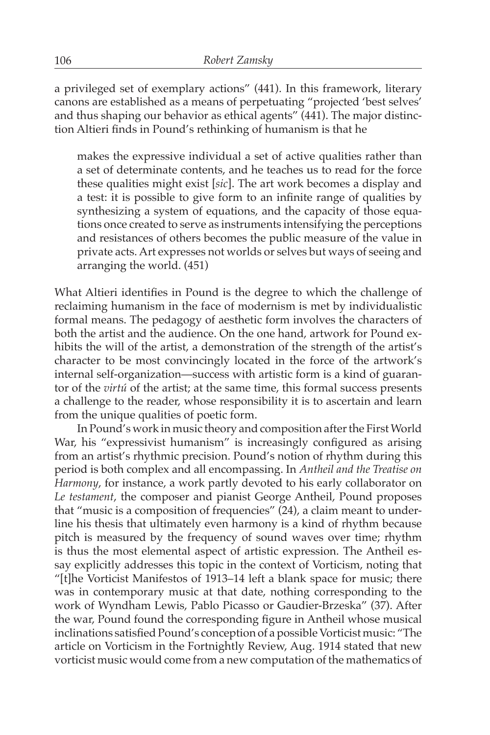a privileged set of exemplary actions" (441). In this framework, literary canons are established as a means of perpetuating "projected 'best selves' and thus shaping our behavior as ethical agents" (441). The major distinction Altieri finds in Pound's rethinking of humanism is that he

> makes the expressive individual a set of active qualities rather than a set of determinate contents, and he teaches us to read for the force these qualities might exist [*sic*]. The art work becomes a display and a test: it is possible to give form to an infinite range of qualities by synthesizing a system of equations, and the capacity of those equations once created to serve as instruments intensifying the perceptions and resistances of others becomes the public measure of the value in private acts. Art expresses not worlds or selves but ways of seeing and arranging the world. (451)

What Altieri identifies in Pound is the degree to which the challenge of reclaiming humanism in the face of modernism is met by individualistic formal means. The pedagogy of aesthetic form involves the characters of both the artist and the audience. On the one hand, artwork for Pound exhibits the will of the artist, a demonstration of the strength of the artist's character to be most convincingly located in the force of the artwork's internal self-organization—success with artistic form is a kind of guarantor of the *virtú* of the artist; at the same time, this formal success presents a challenge to the reader, whose responsibility it is to ascertain and learn from the unique qualities of poetic form.

In Pound's work in music theory and composition after the First World War, his "expressivist humanism" is increasingly configured as arising from an artist's rhythmic precision. Pound's notion of rhythm during this period is both complex and all encompassing. In *Antheil and the Treatise on Harmony*, for instance, a work partly devoted to his early collaborator on *Le testament*, the composer and pianist George Antheil, Pound proposes that "music is a composition of frequencies" (24), a claim meant to underline his thesis that ultimately even harmony is a kind of rhythm because pitch is measured by the frequency of sound waves over time; rhythm is thus the most elemental aspect of artistic expression. The Antheil essay explicitly addresses this topic in the context of Vorticism, noting that "[t]he Vorticist Manifestos of 1913–14 left a blank space for music; there was in contemporary music at that date, nothing corresponding to the work of Wyndham Lewis, Pablo Picasso or Gaudier-Brzeska" (37). After the war, Pound found the corresponding figure in Antheil whose musical inclinations satisfied Pound's conception of a possible Vorticist music: "The article on Vorticism in the Fortnightly Review, Aug. 1914 stated that new vorticist music would come from a new computation of the mathematics of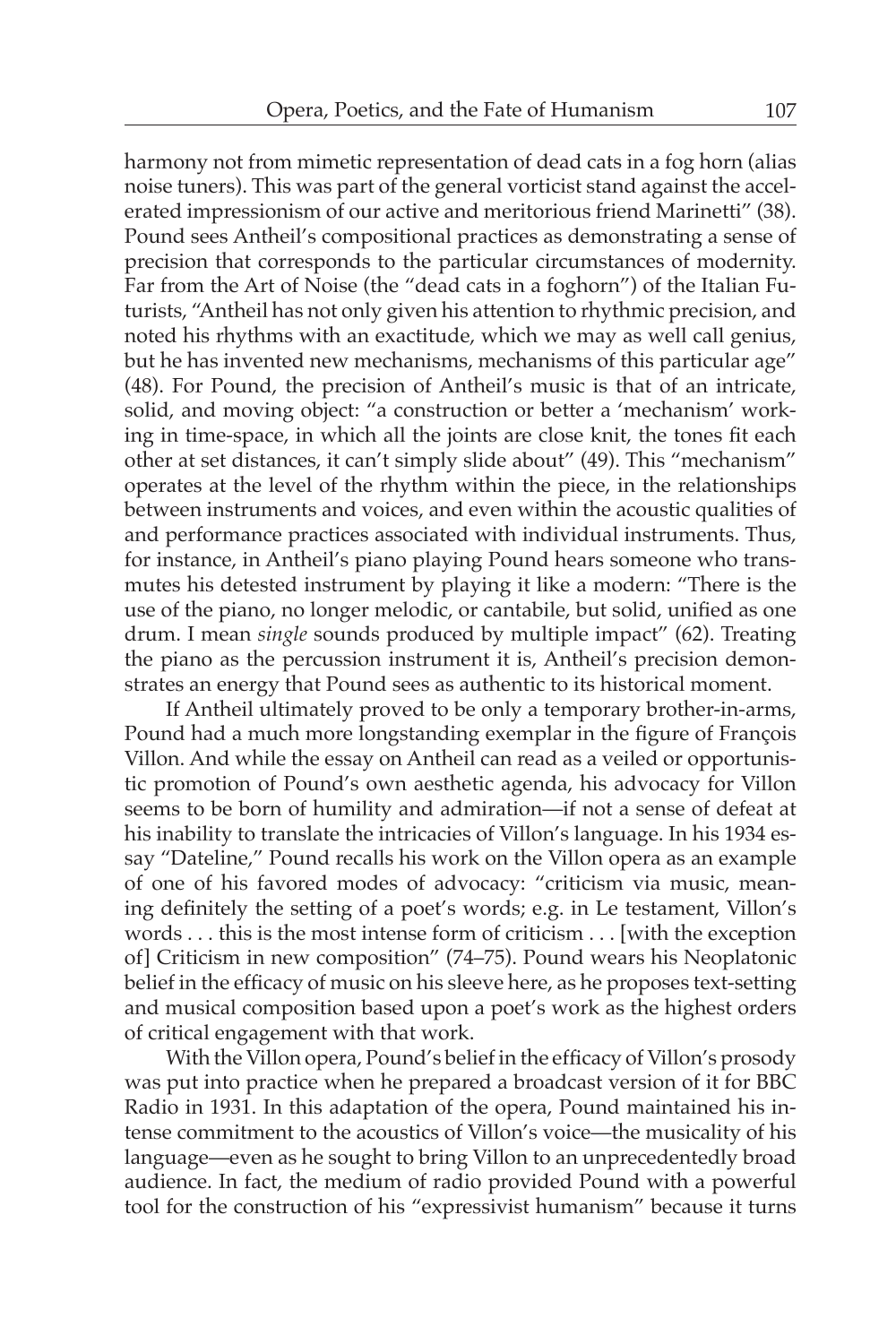harmony not from mimetic representation of dead cats in a fog horn (alias noise tuners). This was part of the general vorticist stand against the accelerated impressionism of our active and meritorious friend Marinetti" (38). Pound sees Antheil's compositional practices as demonstrating a sense of precision that corresponds to the particular circumstances of modernity. Far from the Art of Noise (the "dead cats in a foghorn") of the Italian Futurists, "Antheil has not only given his attention to rhythmic precision, and noted his rhythms with an exactitude, which we may as well call genius, but he has invented new mechanisms, mechanisms of this particular age" (48). For Pound, the precision of Antheil's music is that of an intricate, solid, and moving object: "a construction or better a 'mechanism' working in time-space, in which all the joints are close knit, the tones fit each other at set distances, it can't simply slide about" (49). This "mechanism" operates at the level of the rhythm within the piece, in the relationships between instruments and voices, and even within the acoustic qualities of and performance practices associated with individual instruments. Thus, for instance, in Antheil's piano playing Pound hears someone who transmutes his detested instrument by playing it like a modern: "There is the use of the piano, no longer melodic, or cantabile, but solid, unified as one drum. I mean *single* sounds produced by multiple impact" (62). Treating the piano as the percussion instrument it is, Antheil's precision demonstrates an energy that Pound sees as authentic to its historical moment.

If Antheil ultimately proved to be only a temporary brother-in-arms, Pound had a much more longstanding exemplar in the figure of François Villon. And while the essay on Antheil can read as a veiled or opportunistic promotion of Pound's own aesthetic agenda, his advocacy for Villon seems to be born of humility and admiration—if not a sense of defeat at his inability to translate the intricacies of Villon's language. In his 1934 essay "Dateline," Pound recalls his work on the Villon opera as an example of one of his favored modes of advocacy: "criticism via music, meaning definitely the setting of a poet's words; e.g. in Le testament, Villon's words . . . this is the most intense form of criticism . . . [with the exception of] Criticism in new composition" (74–75). Pound wears his Neoplatonic belief in the efficacy of music on his sleeve here, as he proposes text-setting and musical composition based upon a poet's work as the highest orders of critical engagement with that work.

With the Villon opera, Pound's belief in the efficacy of Villon's prosody was put into practice when he prepared a broadcast version of it for BBC Radio in 1931. In this adaptation of the opera, Pound maintained his intense commitment to the acoustics of Villon's voice—the musicality of his language—even as he sought to bring Villon to an unprecedentedly broad audience. In fact, the medium of radio provided Pound with a powerful tool for the construction of his "expressivist humanism" because it turns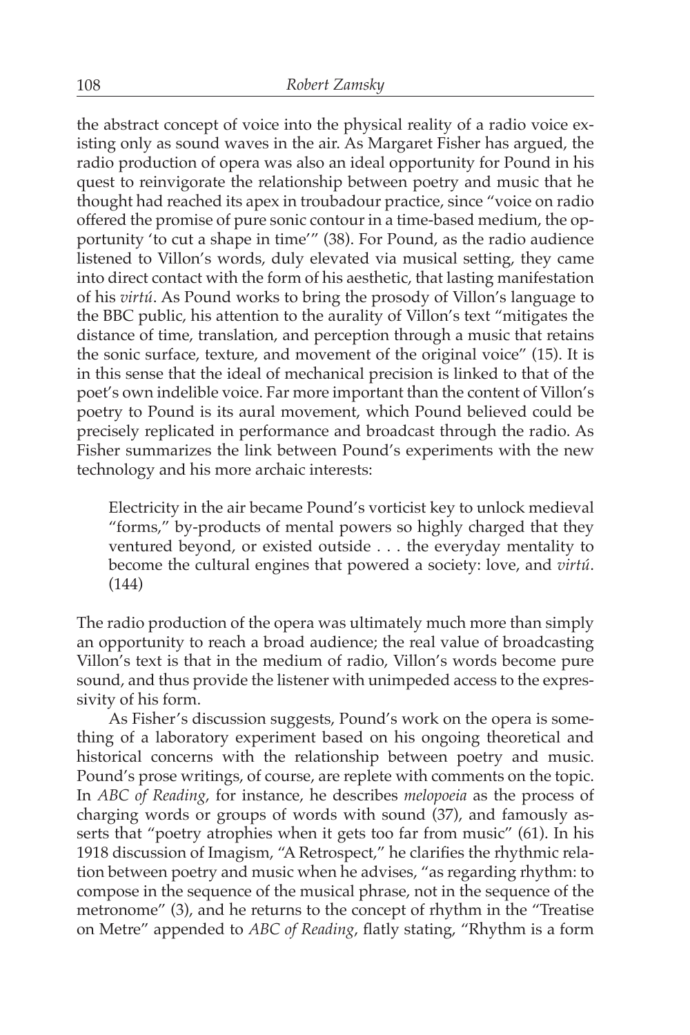the abstract concept of voice into the physical reality of a radio voice existing only as sound waves in the air. As Margaret Fisher has argued, the radio production of opera was also an ideal opportunity for Pound in his quest to reinvigorate the relationship between poetry and music that he thought had reached its apex in troubadour practice, since "voice on radio offered the promise of pure sonic contour in a time-based medium, the opportunity 'to cut a shape in time'" (38). For Pound, as the radio audience listened to Villon's words, duly elevated via musical setting, they came into direct contact with the form of his aesthetic, that lasting manifestation of his *virtú*. As Pound works to bring the prosody of Villon's language to the BBC public, his attention to the aurality of Villon's text "mitigates the distance of time, translation, and perception through a music that retains the sonic surface, texture, and movement of the original voice" (15). It is in this sense that the ideal of mechanical precision is linked to that of the poet's own indelible voice. Far more important than the content of Villon's poetry to Pound is its aural movement, which Pound believed could be precisely replicated in performance and broadcast through the radio. As Fisher summarizes the link between Pound's experiments with the new technology and his more archaic interests:

> Electricity in the air became Pound's vorticist key to unlock medieval "forms," by-products of mental powers so highly charged that they ventured beyond, or existed outside . . . the everyday mentality to become the cultural engines that powered a society: love, and *virtú*. (144)

The radio production of the opera was ultimately much more than simply an opportunity to reach a broad audience; the real value of broadcasting Villon's text is that in the medium of radio, Villon's words become pure sound, and thus provide the listener with unimpeded access to the expressivity of his form.

As Fisher's discussion suggests, Pound's work on the opera is something of a laboratory experiment based on his ongoing theoretical and historical concerns with the relationship between poetry and music. Pound's prose writings, of course, are replete with comments on the topic. In *ABC of Reading*, for instance, he describes *melopoeia* as the process of charging words or groups of words with sound (37), and famously asserts that "poetry atrophies when it gets too far from music" (61). In his 1918 discussion of Imagism, "A Retrospect," he clarifies the rhythmic relation between poetry and music when he advises, "as regarding rhythm: to compose in the sequence of the musical phrase, not in the sequence of the metronome" (3), and he returns to the concept of rhythm in the "Treatise on Metre" appended to *ABC of Reading*, flatly stating, "Rhythm is a form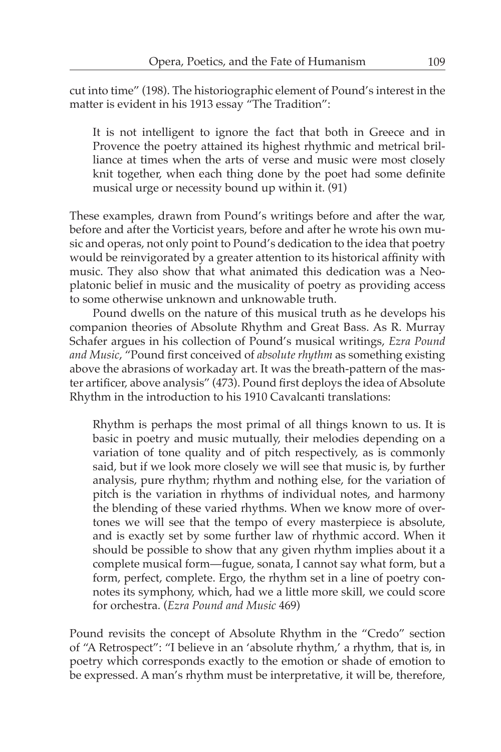cut into time" (198). The historiographic element of Pound's interest in the matter is evident in his 1913 essay "The Tradition":

> It is not intelligent to ignore the fact that both in Greece and in Provence the poetry attained its highest rhythmic and metrical brilliance at times when the arts of verse and music were most closely knit together, when each thing done by the poet had some definite musical urge or necessity bound up within it. (91)

These examples, drawn from Pound's writings before and after the war, before and after the Vorticist years, before and after he wrote his own music and operas, not only point to Pound's dedication to the idea that poetry would be reinvigorated by a greater attention to its historical affinity with music. They also show that what animated this dedication was a Neoplatonic belief in music and the musicality of poetry as providing access to some otherwise unknown and unknowable truth.

Pound dwells on the nature of this musical truth as he develops his companion theories of Absolute Rhythm and Great Bass. As R. Murray Schafer argues in his collection of Pound's musical writings, *Ezra Pound and Music*, "Pound first conceived of *absolute rhythm* as something existing above the abrasions of workaday art. It was the breath-pattern of the master artificer, above analysis" (473). Pound first deploys the idea of Absolute Rhythm in the introduction to his 1910 Cavalcanti translations:

> Rhythm is perhaps the most primal of all things known to us. It is basic in poetry and music mutually, their melodies depending on a variation of tone quality and of pitch respectively, as is commonly said, but if we look more closely we will see that music is, by further analysis, pure rhythm; rhythm and nothing else, for the variation of pitch is the variation in rhythms of individual notes, and harmony the blending of these varied rhythms. When we know more of overtones we will see that the tempo of every masterpiece is absolute, and is exactly set by some further law of rhythmic accord. When it should be possible to show that any given rhythm implies about it a complete musical form—fugue, sonata, I cannot say what form, but a form, perfect, complete. Ergo, the rhythm set in a line of poetry connotes its symphony, which, had we a little more skill, we could score for orchestra. (*Ezra Pound and Music* 469)

Pound revisits the concept of Absolute Rhythm in the "Credo" section of "A Retrospect": "I believe in an 'absolute rhythm,' a rhythm, that is, in poetry which corresponds exactly to the emotion or shade of emotion to be expressed. A man's rhythm must be interpretative, it will be, therefore,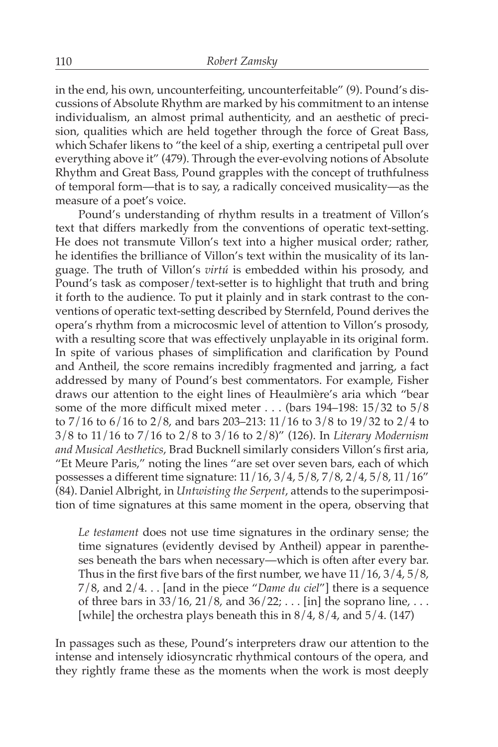in the end, his own, uncounterfeiting, uncounterfeitable" (9). Pound's discussions of Absolute Rhythm are marked by his commitment to an intense individualism, an almost primal authenticity, and an aesthetic of precision, qualities which are held together through the force of Great Bass, which Schafer likens to "the keel of a ship, exerting a centripetal pull over everything above it" (479). Through the ever-evolving notions of Absolute Rhythm and Great Bass, Pound grapples with the concept of truthfulness of temporal form—that is to say, a radically conceived musicality—as the measure of a poet's voice.

Pound's understanding of rhythm results in a treatment of Villon's text that differs markedly from the conventions of operatic text-setting. He does not transmute Villon's text into a higher musical order; rather, he identifies the brilliance of Villon's text within the musicality of its language. The truth of Villon's *virtú* is embedded within his prosody, and Pound's task as composer/text-setter is to highlight that truth and bring it forth to the audience. To put it plainly and in stark contrast to the conventions of operatic text-setting described by Sternfeld, Pound derives the opera's rhythm from a microcosmic level of attention to Villon's prosody, with a resulting score that was effectively unplayable in its original form. In spite of various phases of simplification and clarification by Pound and Antheil, the score remains incredibly fragmented and jarring, a fact addressed by many of Pound's best commentators. For example, Fisher draws our attention to the eight lines of Heaulmière's aria which "bear some of the more difficult mixed meter . . . (bars 194–198: 15/32 to 5/8 to 7/16 to 6/16 to 2/8, and bars 203–213: 11/16 to 3/8 to 19/32 to 2/4 to 3/8 to 11/16 to 7/16 to 2/8 to 3/16 to 2/8)" (126). In *Literary Modernism and Musical Aesthetics*, Brad Bucknell similarly considers Villon's first aria, "Et Meure Paris," noting the lines "are set over seven bars, each of which possesses a different time signature: 11/16, 3/4, 5/8, 7/8, 2/4, 5/8, 11/16" (84). Daniel Albright, in *Untwisting the Serpent*, attends to the superimposition of time signatures at this same moment in the opera, observing that

> *Le testament* does not use time signatures in the ordinary sense; the time signatures (evidently devised by Antheil) appear in parentheses beneath the bars when necessary—which is often after every bar. Thus in the first five bars of the first number, we have 11/16, 3/4, 5/8, 7/8, and 2/4. . . [and in the piece "*Dame du ciel*"] there is a sequence of three bars in 33/16, 21/8, and 36/22; . . . [in] the soprano line, . . . [while] the orchestra plays beneath this in 8/4, 8/4, and 5/4. (147)

In passages such as these, Pound's interpreters draw our attention to the intense and intensely idiosyncratic rhythmical contours of the opera, and they rightly frame these as the moments when the work is most deeply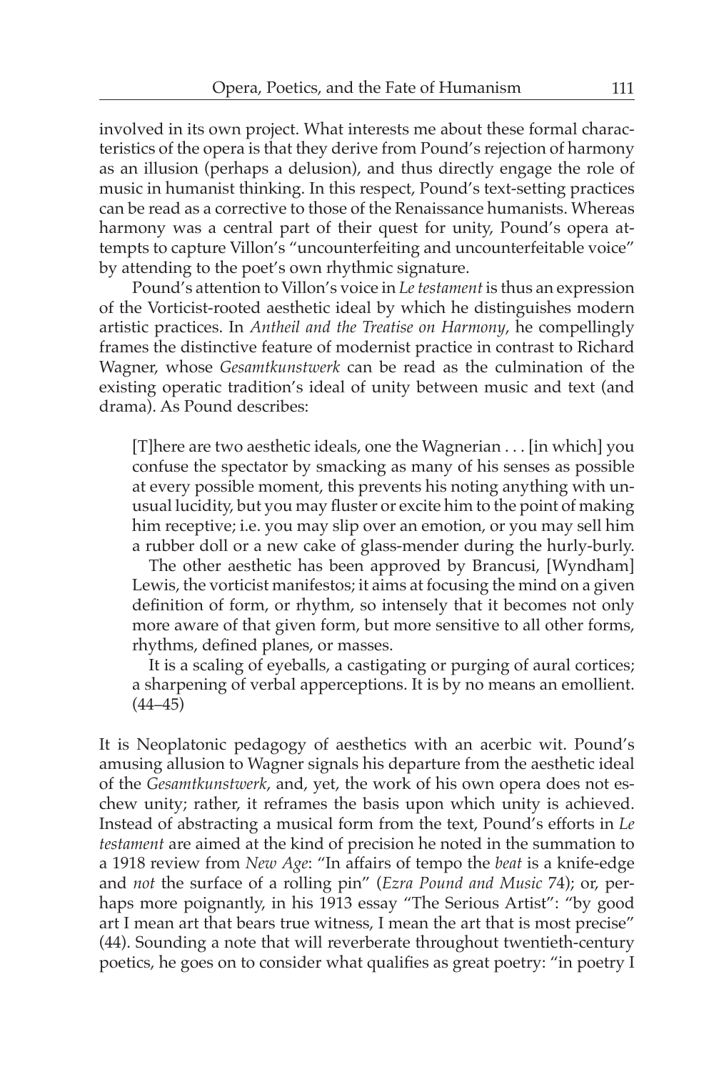involved in its own project. What interests me about these formal characteristics of the opera is that they derive from Pound's rejection of harmony as an illusion (perhaps a delusion), and thus directly engage the role of music in humanist thinking. In this respect, Pound's text-setting practices can be read as a corrective to those of the Renaissance humanists. Whereas harmony was a central part of their quest for unity, Pound's opera attempts to capture Villon's "uncounterfeiting and uncounterfeitable voice" by attending to the poet's own rhythmic signature.

Pound's attention to Villon's voice in *Le testament* is thus an expression of the Vorticist-rooted aesthetic ideal by which he distinguishes modern artistic practices. In *Antheil and the Treatise on Harmony*, he compellingly frames the distinctive feature of modernist practice in contrast to Richard Wagner, whose *Gesamtkunstwerk* can be read as the culmination of the existing operatic tradition's ideal of unity between music and text (and drama). As Pound describes:

> [T]here are two aesthetic ideals, one the Wagnerian . . . [in which] you confuse the spectator by smacking as many of his senses as possible at every possible moment, this prevents his noting anything with unusual lucidity, but you may fluster or excite him to the point of making him receptive; i.e. you may slip over an emotion, or you may sell him a rubber doll or a new cake of glass-mender during the hurly-burly.
>
> The other aesthetic has been approved by Brancusi, [Wyndham] Lewis, the vorticist manifestos; it aims at focusing the mind on a given definition of form, or rhythm, so intensely that it becomes not only more aware of that given form, but more sensitive to all other forms, rhythms, defined planes, or masses.
>
> It is a scaling of eyeballs, a castigating or purging of aural cortices; a sharpening of verbal apperceptions. It is by no means an emollient. (44–45)

It is Neoplatonic pedagogy of aesthetics with an acerbic wit. Pound's amusing allusion to Wagner signals his departure from the aesthetic ideal of the *Gesamtkunstwerk*, and, yet, the work of his own opera does not eschew unity; rather, it reframes the basis upon which unity is achieved. Instead of abstracting a musical form from the text, Pound's efforts in *Le testament* are aimed at the kind of precision he noted in the summation to a 1918 review from *New Age*: "In affairs of tempo the *beat* is a knife-edge and *not* the surface of a rolling pin" (*Ezra Pound and Music* 74); or, perhaps more poignantly, in his 1913 essay "The Serious Artist": "by good art I mean art that bears true witness, I mean the art that is most precise" (44). Sounding a note that will reverberate throughout twentieth-century poetics, he goes on to consider what qualifies as great poetry: "in poetry I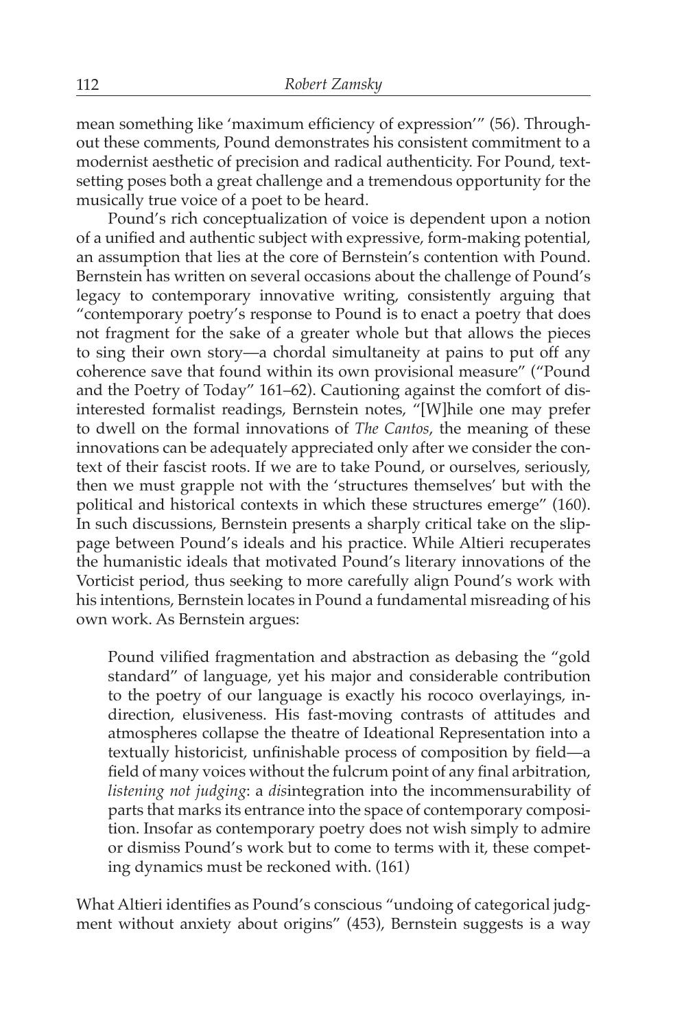mean something like 'maximum efficiency of expression'" (56). Throughout these comments, Pound demonstrates his consistent commitment to a modernist aesthetic of precision and radical authenticity. For Pound, text-setting poses both a great challenge and a tremendous opportunity for the musically true voice of a poet to be heard.

Pound's rich conceptualization of voice is dependent upon a notion of a unified and authentic subject with expressive, form-making potential, an assumption that lies at the core of Bernstein's contention with Pound. Bernstein has written on several occasions about the challenge of Pound's legacy to contemporary innovative writing, consistently arguing that "contemporary poetry's response to Pound is to enact a poetry that does not fragment for the sake of a greater whole but that allows the pieces to sing their own story—a chordal simultaneity at pains to put off any coherence save that found within its own provisional measure" ("Pound and the Poetry of Today" 161–62). Cautioning against the comfort of disinterested formalist readings, Bernstein notes, "[W]hile one may prefer to dwell on the formal innovations of *The Cantos*, the meaning of these innovations can be adequately appreciated only after we consider the context of their fascist roots. If we are to take Pound, or ourselves, seriously, then we must grapple not with the 'structures themselves' but with the political and historical contexts in which these structures emerge" (160). In such discussions, Bernstein presents a sharply critical take on the slippage between Pound's ideals and his practice. While Altieri recuperates the humanistic ideals that motivated Pound's literary innovations of the Vorticist period, thus seeking to more carefully align Pound's work with his intentions, Bernstein locates in Pound a fundamental misreading of his own work. As Bernstein argues:

> Pound vilified fragmentation and abstraction as debasing the "gold standard" of language, yet his major and considerable contribution to the poetry of our language is exactly his rococo overlayings, indirection, elusiveness. His fast-moving contrasts of attitudes and atmospheres collapse the theatre of Ideational Representation into a textually historicist, unfinishable process of composition by field—a field of many voices without the fulcrum point of any final arbitration, *listening not judging*: a *dis*integration into the incommensurability of parts that marks its entrance into the space of contemporary composition. Insofar as contemporary poetry does not wish simply to admire or dismiss Pound's work but to come to terms with it, these competing dynamics must be reckoned with. (161)

What Altieri identifies as Pound's conscious "undoing of categorical judgment without anxiety about origins" (453), Bernstein suggests is a way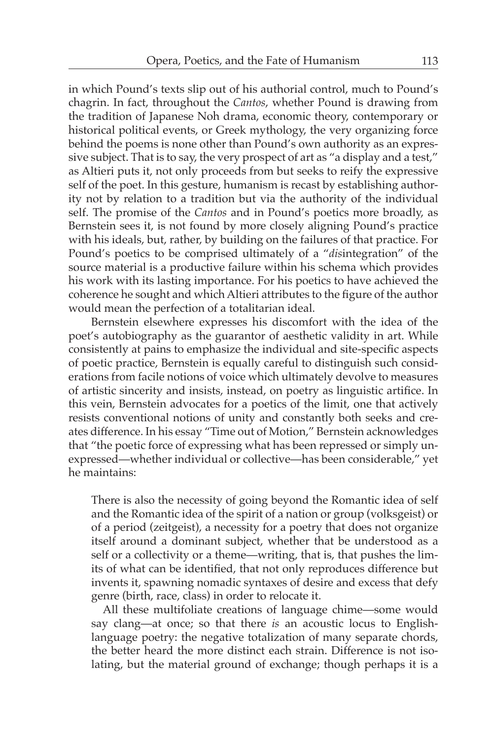in which Pound's texts slip out of his authorial control, much to Pound's chagrin. In fact, throughout the *Cantos*, whether Pound is drawing from the tradition of Japanese Noh drama, economic theory, contemporary or historical political events, or Greek mythology, the very organizing force behind the poems is none other than Pound's own authority as an expressive subject. That is to say, the very prospect of art as "a display and a test," as Altieri puts it, not only proceeds from but seeks to reify the expressive self of the poet. In this gesture, humanism is recast by establishing authority not by relation to a tradition but via the authority of the individual self. The promise of the *Cantos* and in Pound's poetics more broadly, as Bernstein sees it, is not found by more closely aligning Pound's practice with his ideals, but, rather, by building on the failures of that practice. For Pound's poetics to be comprised ultimately of a "*dis*integration" of the source material is a productive failure within his schema which provides his work with its lasting importance. For his poetics to have achieved the coherence he sought and which Altieri attributes to the figure of the author would mean the perfection of a totalitarian ideal.

Bernstein elsewhere expresses his discomfort with the idea of the poet's autobiography as the guarantor of aesthetic validity in art. While consistently at pains to emphasize the individual and site-specific aspects of poetic practice, Bernstein is equally careful to distinguish such considerations from facile notions of voice which ultimately devolve to measures of artistic sincerity and insists, instead, on poetry as linguistic artifice. In this vein, Bernstein advocates for a poetics of the limit, one that actively resists conventional notions of unity and constantly both seeks and creates difference. In his essay "Time out of Motion," Bernstein acknowledges that "the poetic force of expressing what has been repressed or simply unexpressed—whether individual or collective—has been considerable," yet he maintains:

> There is also the necessity of going beyond the Romantic idea of self and the Romantic idea of the spirit of a nation or group (volksgeist) or of a period (zeitgeist), a necessity for a poetry that does not organize itself around a dominant subject, whether that be understood as a self or a collectivity or a theme—writing, that is, that pushes the limits of what can be identified, that not only reproduces difference but invents it, spawning nomadic syntaxes of desire and excess that defy genre (birth, race, class) in order to relocate it.
>
> All these multifoliate creations of language chime—some would say clang—at once; so that there *is* an acoustic locus to English-language poetry: the negative totalization of many separate chords, the better heard the more distinct each strain. Difference is not isolating, but the material ground of exchange; though perhaps it is a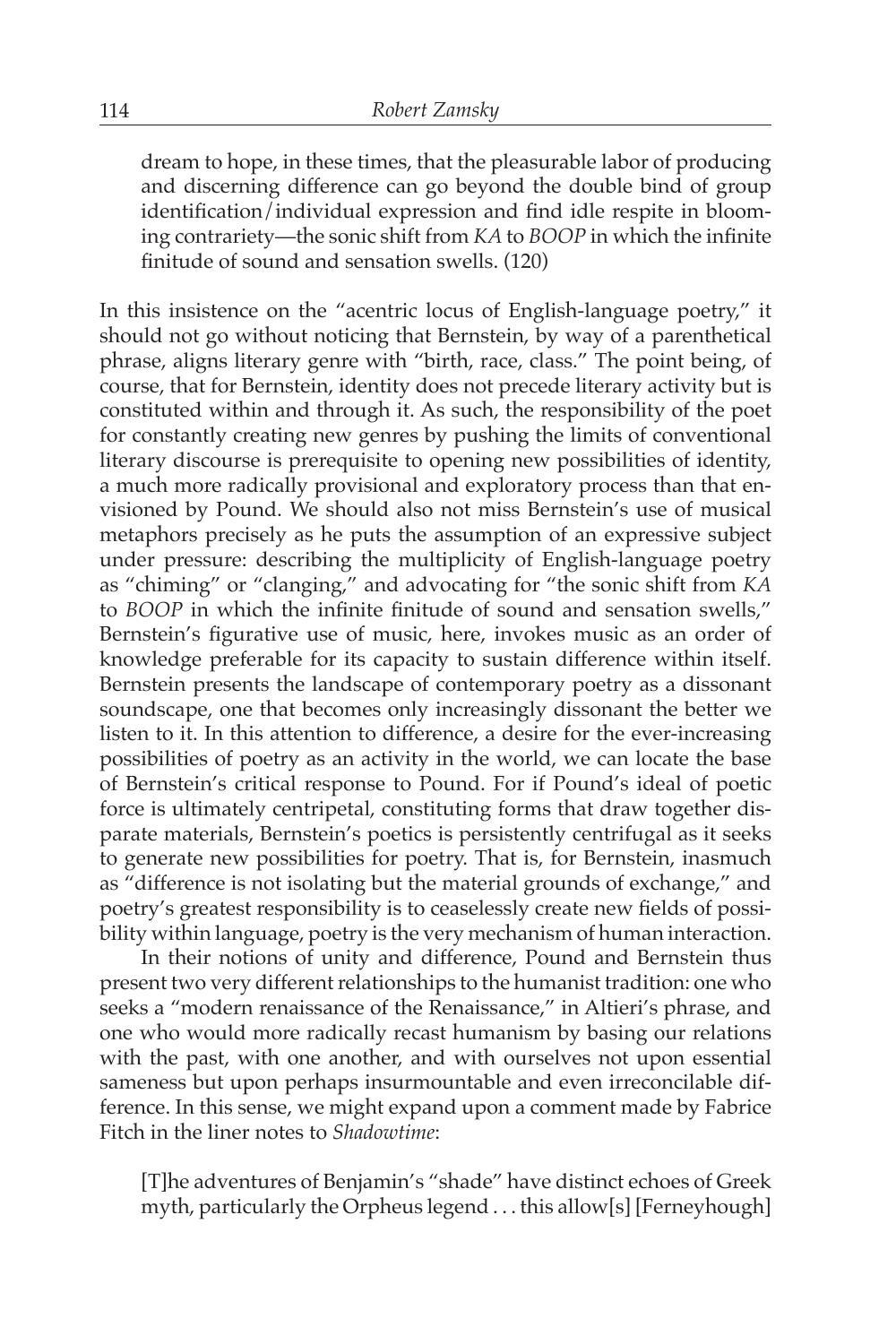> dream to hope, in these times, that the pleasurable labor of producing and discerning difference can go beyond the double bind of group identification/individual expression and find idle respite in blooming contrariety—the sonic shift from *KA* to *BOOP* in which the infinite finitude of sound and sensation swells. (120)

In this insistence on the "acentric locus of English-language poetry," it should not go without noticing that Bernstein, by way of a parenthetical phrase, aligns literary genre with "birth, race, class." The point being, of course, that for Bernstein, identity does not precede literary activity but is constituted within and through it. As such, the responsibility of the poet for constantly creating new genres by pushing the limits of conventional literary discourse is prerequisite to opening new possibilities of identity, a much more radically provisional and exploratory process than that envisioned by Pound. We should also not miss Bernstein's use of musical metaphors precisely as he puts the assumption of an expressive subject under pressure: describing the multiplicity of English-language poetry as "chiming" or "clanging," and advocating for "the sonic shift from *KA* to *BOOP* in which the infinite finitude of sound and sensation swells," Bernstein's figurative use of music, here, invokes music as an order of knowledge preferable for its capacity to sustain difference within itself. Bernstein presents the landscape of contemporary poetry as a dissonant soundscape, one that becomes only increasingly dissonant the better we listen to it. In this attention to difference, a desire for the ever-increasing possibilities of poetry as an activity in the world, we can locate the base of Bernstein's critical response to Pound. For if Pound's ideal of poetic force is ultimately centripetal, constituting forms that draw together disparate materials, Bernstein's poetics is persistently centrifugal as it seeks to generate new possibilities for poetry. That is, for Bernstein, inasmuch as "difference is not isolating but the material grounds of exchange," and poetry's greatest responsibility is to ceaselessly create new fields of possibility within language, poetry is the very mechanism of human interaction.

In their notions of unity and difference, Pound and Bernstein thus present two very different relationships to the humanist tradition: one who seeks a "modern renaissance of the Renaissance," in Altieri's phrase, and one who would more radically recast humanism by basing our relations with the past, with one another, and with ourselves not upon essential sameness but upon perhaps insurmountable and even irreconcilable difference. In this sense, we might expand upon a comment made by Fabrice Fitch in the liner notes to *Shadowtime*:

> [T]he adventures of Benjamin's "shade" have distinct echoes of Greek myth, particularly the Orpheus legend . . . this allow[s] [Ferneyhough]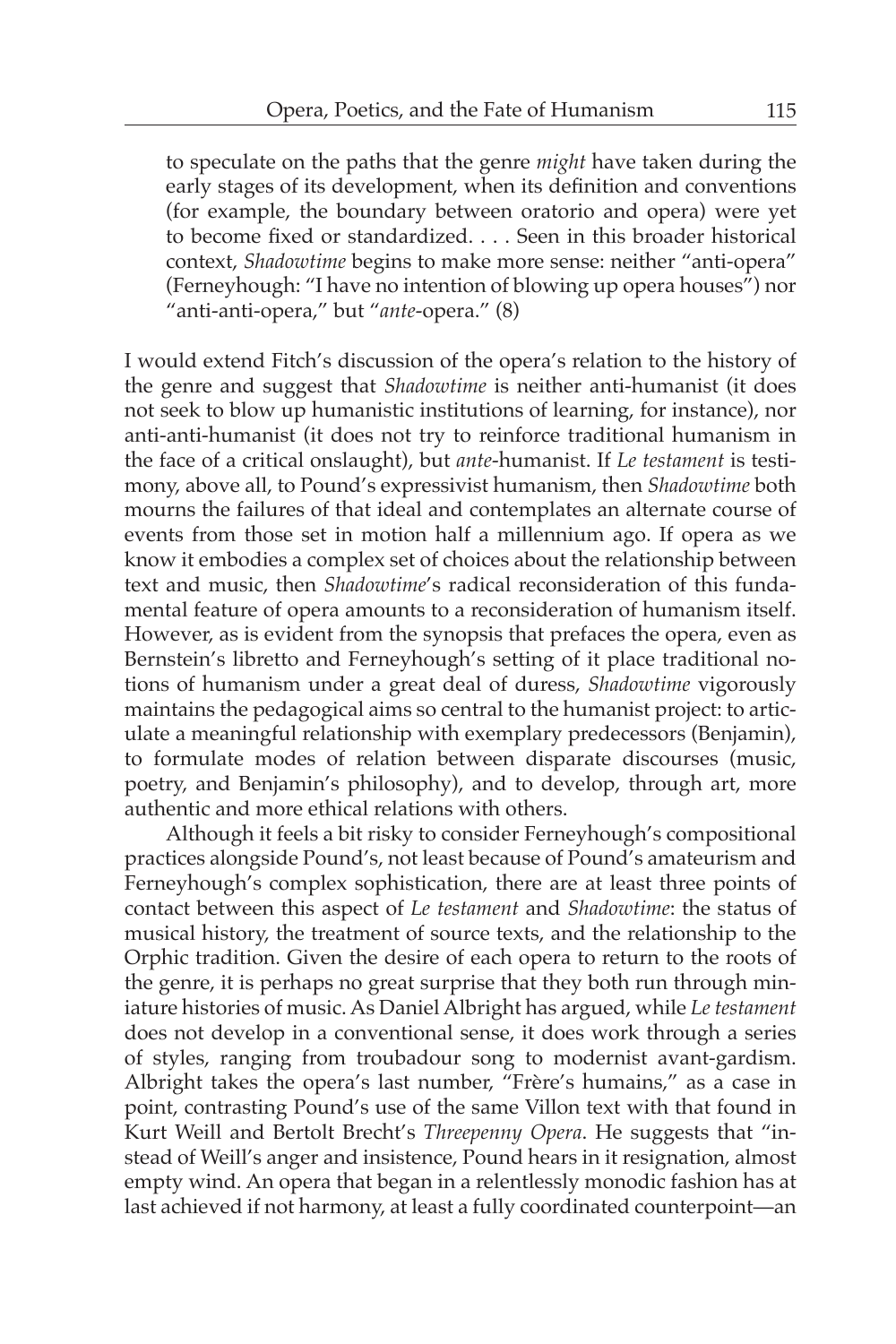to speculate on the paths that the genre *might* have taken during the early stages of its development, when its definition and conventions (for example, the boundary between oratorio and opera) were yet to become fixed or standardized. . . . Seen in this broader historical context, *Shadowtime* begins to make more sense: neither "anti-opera" (Ferneyhough: "I have no intention of blowing up opera houses") nor "anti-anti-opera," but "*ante*-opera." (8)

I would extend Fitch's discussion of the opera's relation to the history of the genre and suggest that *Shadowtime* is neither anti-humanist (it does not seek to blow up humanistic institutions of learning, for instance), nor anti-anti-humanist (it does not try to reinforce traditional humanism in the face of a critical onslaught), but *ante*-humanist. If *Le testament* is testimony, above all, to Pound's expressivist humanism, then *Shadowtime* both mourns the failures of that ideal and contemplates an alternate course of events from those set in motion half a millennium ago. If opera as we know it embodies a complex set of choices about the relationship between text and music, then *Shadowtime*'s radical reconsideration of this fundamental feature of opera amounts to a reconsideration of humanism itself. However, as is evident from the synopsis that prefaces the opera, even as Bernstein's libretto and Ferneyhough's setting of it place traditional notions of humanism under a great deal of duress, *Shadowtime* vigorously maintains the pedagogical aims so central to the humanist project: to articulate a meaningful relationship with exemplary predecessors (Benjamin), to formulate modes of relation between disparate discourses (music, poetry, and Benjamin's philosophy), and to develop, through art, more authentic and more ethical relations with others.

Although it feels a bit risky to consider Ferneyhough's compositional practices alongside Pound's, not least because of Pound's amateurism and Ferneyhough's complex sophistication, there are at least three points of contact between this aspect of *Le testament* and *Shadowtime*: the status of musical history, the treatment of source texts, and the relationship to the Orphic tradition. Given the desire of each opera to return to the roots of the genre, it is perhaps no great surprise that they both run through miniature histories of music. As Daniel Albright has argued, while *Le testament* does not develop in a conventional sense, it does work through a series of styles, ranging from troubadour song to modernist avant-gardism. Albright takes the opera's last number, "Frère's humains," as a case in point, contrasting Pound's use of the same Villon text with that found in Kurt Weill and Bertolt Brecht's *Threepenny Opera*. He suggests that "instead of Weill's anger and insistence, Pound hears in it resignation, almost empty wind. An opera that began in a relentlessly monodic fashion has at last achieved if not harmony, at least a fully coordinated counterpoint—an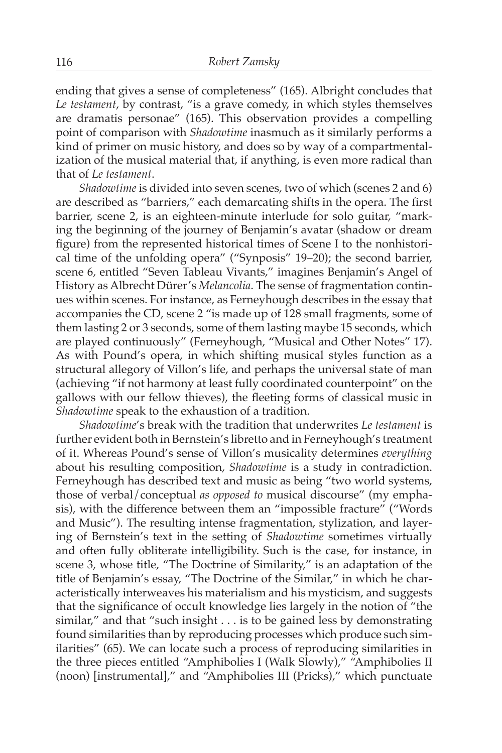ending that gives a sense of completeness" (165). Albright concludes that *Le testament*, by contrast, "is a grave comedy, in which styles themselves are dramatis personae" (165). This observation provides a compelling point of comparison with *Shadowtime* inasmuch as it similarly performs a kind of primer on music history, and does so by way of a compartmentalization of the musical material that, if anything, is even more radical than that of *Le testament*.

*Shadowtime* is divided into seven scenes, two of which (scenes 2 and 6) are described as "barriers," each demarcating shifts in the opera. The first barrier, scene 2, is an eighteen-minute interlude for solo guitar, "marking the beginning of the journey of Benjamin's avatar (shadow or dream figure) from the represented historical times of Scene I to the nonhistorical time of the unfolding opera" ("Synopsis" 19–20); the second barrier, scene 6, entitled "Seven Tableau Vivants," imagines Benjamin's Angel of History as Albrecht Dürer's *Melancolia*. The sense of fragmentation continues within scenes. For instance, as Ferneyhough describes in the essay that accompanies the CD, scene 2 "is made up of 128 small fragments, some of them lasting 2 or 3 seconds, some of them lasting maybe 15 seconds, which are played continuously" (Ferneyhough, "Musical and Other Notes" 17). As with Pound's opera, in which shifting musical styles function as a structural allegory of Villon's life, and perhaps the universal state of man (achieving "if not harmony at least fully coordinated counterpoint" on the gallows with our fellow thieves), the fleeting forms of classical music in *Shadowtime* speak to the exhaustion of a tradition.

*Shadowtime*'s break with the tradition that underwrites *Le testament* is further evident both in Bernstein's libretto and in Ferneyhough's treatment of it. Whereas Pound's sense of Villon's musicality determines *everything* about his resulting composition, *Shadowtime* is a study in contradiction. Ferneyhough has described text and music as being "two world systems, those of verbal/conceptual *as opposed to* musical discourse" (my emphasis), with the difference between them an "impossible fracture" ("Words and Music"). The resulting intense fragmentation, stylization, and layering of Bernstein's text in the setting of *Shadowtime* sometimes virtually and often fully obliterate intelligibility. Such is the case, for instance, in scene 3, whose title, "The Doctrine of Similarity," is an adaptation of the title of Benjamin's essay, "The Doctrine of the Similar," in which he characteristically interweaves his materialism and his mysticism, and suggests that the significance of occult knowledge lies largely in the notion of "the similar," and that "such insight . . . is to be gained less by demonstrating found similarities than by reproducing processes which produce such similarities" (65). We can locate such a process of reproducing similarities in the three pieces entitled "Amphibolies I (Walk Slowly)," "Amphibolies II (noon) [instrumental]," and "Amphibolies III (Pricks)," which punctuate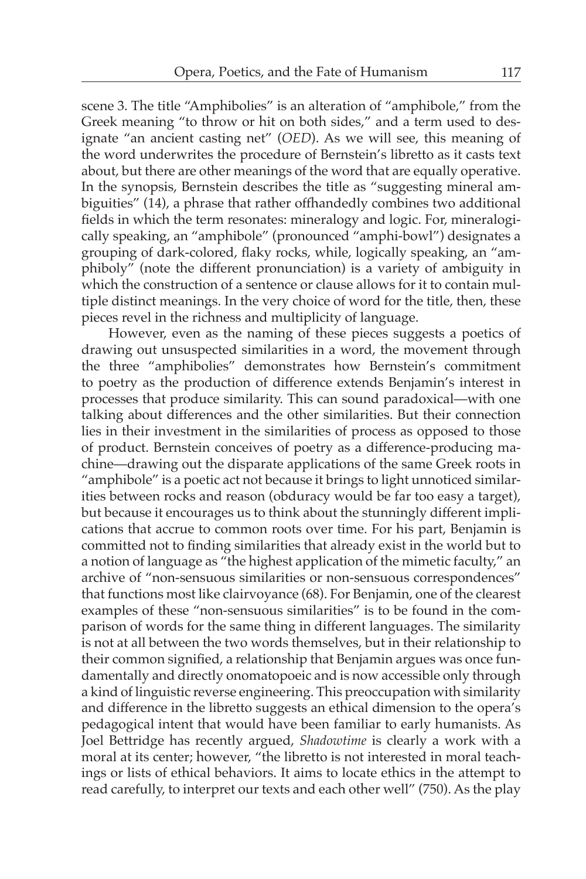scene 3. The title "Amphibolies" is an alteration of "amphibole," from the Greek meaning "to throw or hit on both sides," and a term used to designate "an ancient casting net" (*OED*). As we will see, this meaning of the word underwrites the procedure of Bernstein's libretto as it casts text about, but there are other meanings of the word that are equally operative. In the synopsis, Bernstein describes the title as "suggesting mineral ambiguities" (14), a phrase that rather offhandedly combines two additional fields in which the term resonates: mineralogy and logic. For, mineralogically speaking, an "amphibole" (pronounced "amphi-bowl") designates a grouping of dark-colored, flaky rocks, while, logically speaking, an "amphiboly" (note the different pronunciation) is a variety of ambiguity in which the construction of a sentence or clause allows for it to contain multiple distinct meanings. In the very choice of word for the title, then, these pieces revel in the richness and multiplicity of language.

However, even as the naming of these pieces suggests a poetics of drawing out unsuspected similarities in a word, the movement through the three "amphibolies" demonstrates how Bernstein's commitment to poetry as the production of difference extends Benjamin's interest in processes that produce similarity. This can sound paradoxical—with one talking about differences and the other similarities. But their connection lies in their investment in the similarities of process as opposed to those of product. Bernstein conceives of poetry as a difference-producing machine—drawing out the disparate applications of the same Greek roots in "amphibole" is a poetic act not because it brings to light unnoticed similarities between rocks and reason (obduracy would be far too easy a target), but because it encourages us to think about the stunningly different implications that accrue to common roots over time. For his part, Benjamin is committed not to finding similarities that already exist in the world but to a notion of language as "the highest application of the mimetic faculty," an archive of "non-sensuous similarities or non-sensuous correspondences" that functions most like clairvoyance (68). For Benjamin, one of the clearest examples of these "non-sensuous similarities" is to be found in the comparison of words for the same thing in different languages. The similarity is not at all between the two words themselves, but in their relationship to their common signified, a relationship that Benjamin argues was once fundamentally and directly onomatopoeic and is now accessible only through a kind of linguistic reverse engineering. This preoccupation with similarity and difference in the libretto suggests an ethical dimension to the opera's pedagogical intent that would have been familiar to early humanists. As Joel Bettridge has recently argued, *Shadowtime* is clearly a work with a moral at its center; however, "the libretto is not interested in moral teachings or lists of ethical behaviors. It aims to locate ethics in the attempt to read carefully, to interpret our texts and each other well" (750). As the play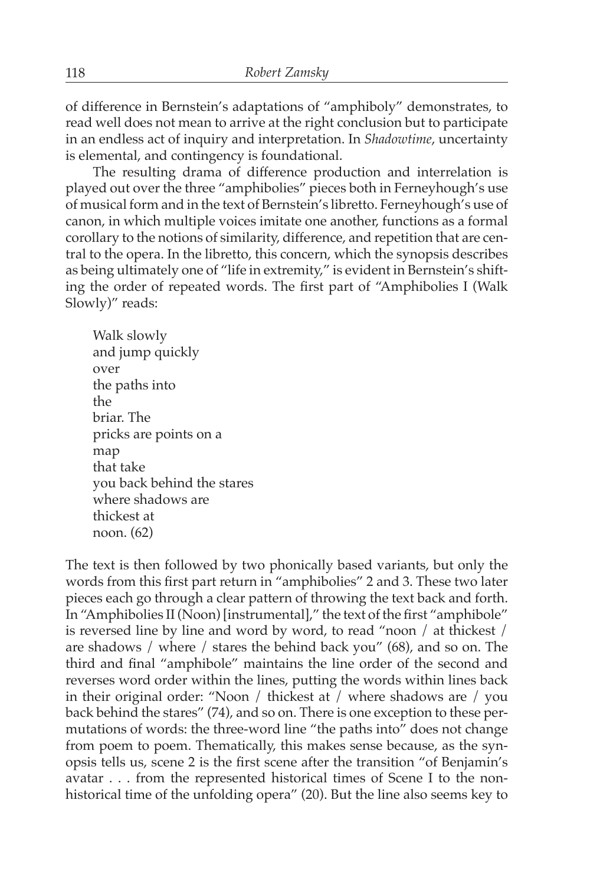of difference in Bernstein's adaptations of "amphiboly" demonstrates, to read well does not mean to arrive at the right conclusion but to participate in an endless act of inquiry and interpretation. In *Shadowtime*, uncertainty is elemental, and contingency is foundational.

The resulting drama of difference production and interrelation is played out over the three "amphibolies" pieces both in Ferneyhough's use of musical form and in the text of Bernstein's libretto. Ferneyhough's use of canon, in which multiple voices imitate one another, functions as a formal corollary to the notions of similarity, difference, and repetition that are central to the opera. In the libretto, this concern, which the synopsis describes as being ultimately one of "life in extremity," is evident in Bernstein's shifting the order of repeated words. The first part of "Amphibolies I (Walk Slowly)" reads:

> Walk slowly  
> and jump quickly  
> over  
> the paths into  
> the  
> briar. The  
> pricks are points on a  
> map  
> that take  
> you back behind the stares  
> where shadows are  
> thickest at  
> noon. (62)

The text is then followed by two phonically based variants, but only the words from this first part return in "amphibolies" 2 and 3. These two later pieces each go through a clear pattern of throwing the text back and forth. In "Amphibolies II (Noon) [instrumental]," the text of the first "amphibole" is reversed line by line and word by word, to read "noon / at thickest / are shadows / where / stares the behind back you" (68), and so on. The third and final "amphibole" maintains the line order of the second and reverses word order within the lines, putting the words within lines back in their original order: "Noon / thickest at / where shadows are / you back behind the stares" (74), and so on. There is one exception to these permutations of words: the three-word line "the paths into" does not change from poem to poem. Thematically, this makes sense because, as the synopsis tells us, scene 2 is the first scene after the transition "of Benjamin's avatar . . . from the represented historical times of Scene I to the non-historical time of the unfolding opera" (20). But the line also seems key to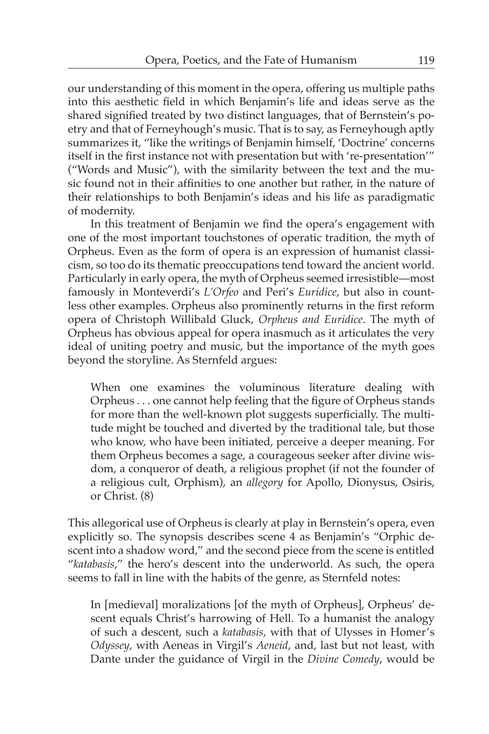our understanding of this moment in the opera, offering us multiple paths into this aesthetic field in which Benjamin's life and ideas serve as the shared signified treated by two distinct languages, that of Bernstein's poetry and that of Ferneyhough's music. That is to say, as Ferneyhough aptly summarizes it, "like the writings of Benjamin himself, 'Doctrine' concerns itself in the first instance not with presentation but with 're-presentation'" ("Words and Music"), with the similarity between the text and the music found not in their affinities to one another but rather, in the nature of their relationships to both Benjamin's ideas and his life as paradigmatic of modernity.

In this treatment of Benjamin we find the opera's engagement with one of the most important touchstones of operatic tradition, the myth of Orpheus. Even as the form of opera is an expression of humanist classicism, so too do its thematic preoccupations tend toward the ancient world. Particularly in early opera, the myth of Orpheus seemed irresistible—most famously in Monteverdi's *L'Orfeo* and Peri's *Euridice*, but also in countless other examples. Orpheus also prominently returns in the first reform opera of Christoph Willibald Gluck, *Orpheus and Euridice*. The myth of Orpheus has obvious appeal for opera inasmuch as it articulates the very ideal of uniting poetry and music, but the importance of the myth goes beyond the storyline. As Sternfeld argues:

> When one examines the voluminous literature dealing with Orpheus . . . one cannot help feeling that the figure of Orpheus stands for more than the well-known plot suggests superficially. The multitude might be touched and diverted by the traditional tale, but those who know, who have been initiated, perceive a deeper meaning. For them Orpheus becomes a sage, a courageous seeker after divine wisdom, a conqueror of death, a religious prophet (if not the founder of a religious cult, Orphism), an *allegory* for Apollo, Dionysus, Osiris, or Christ. (8)

This allegorical use of Orpheus is clearly at play in Bernstein's opera, even explicitly so. The synopsis describes scene 4 as Benjamin's "Orphic descent into a shadow word," and the second piece from the scene is entitled "*katabasis*," the hero's descent into the underworld. As such, the opera seems to fall in line with the habits of the genre, as Sternfeld notes:

> In [medieval] moralizations [of the myth of Orpheus], Orpheus' descent equals Christ's harrowing of Hell. To a humanist the analogy of such a descent, such a *katabasis*, with that of Ulysses in Homer's *Odyssey*, with Aeneas in Virgil's *Aeneid*, and, last but not least, with Dante under the guidance of Virgil in the *Divine Comedy*, would be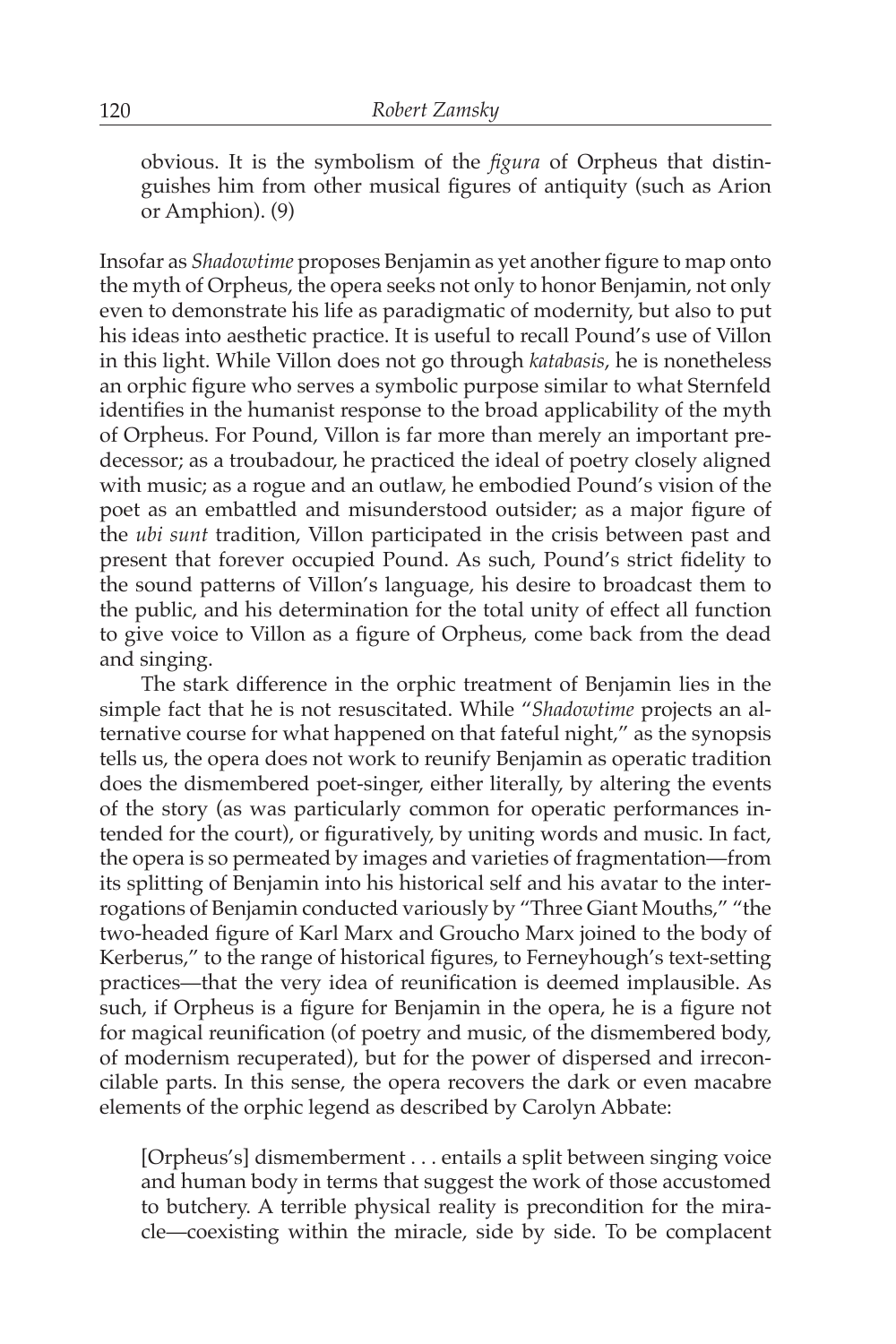obvious. It is the symbolism of the *figura* of Orpheus that distinguishes him from other musical figures of antiquity (such as Arion or Amphion). (9)

Insofar as *Shadowtime* proposes Benjamin as yet another figure to map onto the myth of Orpheus, the opera seeks not only to honor Benjamin, not only even to demonstrate his life as paradigmatic of modernity, but also to put his ideas into aesthetic practice. It is useful to recall Pound's use of Villon in this light. While Villon does not go through *katabasis*, he is nonetheless an orphic figure who serves a symbolic purpose similar to what Sternfeld identifies in the humanist response to the broad applicability of the myth of Orpheus. For Pound, Villon is far more than merely an important predecessor; as a troubadour, he practiced the ideal of poetry closely aligned with music; as a rogue and an outlaw, he embodied Pound's vision of the poet as an embattled and misunderstood outsider; as a major figure of the *ubi sunt* tradition, Villon participated in the crisis between past and present that forever occupied Pound. As such, Pound's strict fidelity to the sound patterns of Villon's language, his desire to broadcast them to the public, and his determination for the total unity of effect all function to give voice to Villon as a figure of Orpheus, come back from the dead and singing.

The stark difference in the orphic treatment of Benjamin lies in the simple fact that he is not resuscitated. While "*Shadowtime* projects an alternative course for what happened on that fateful night," as the synopsis tells us, the opera does not work to reunify Benjamin as operatic tradition does the dismembered poet-singer, either literally, by altering the events of the story (as was particularly common for operatic performances intended for the court), or figuratively, by uniting words and music. In fact, the opera is so permeated by images and varieties of fragmentation—from its splitting of Benjamin into his historical self and his avatar to the interrogations of Benjamin conducted variously by "Three Giant Mouths," "the two-headed figure of Karl Marx and Groucho Marx joined to the body of Kerberus," to the range of historical figures, to Ferneyhough's text-setting practices—that the very idea of reunification is deemed implausible. As such, if Orpheus is a figure for Benjamin in the opera, he is a figure not for magical reunification (of poetry and music, of the dismembered body, of modernism recuperated), but for the power of dispersed and irreconcilable parts. In this sense, the opera recovers the dark or even macabre elements of the orphic legend as described by Carolyn Abbate:

[Orpheus's] dismemberment . . . entails a split between singing voice and human body in terms that suggest the work of those accustomed to butchery. A terrible physical reality is precondition for the miracle—coexisting within the miracle, side by side. To be complacent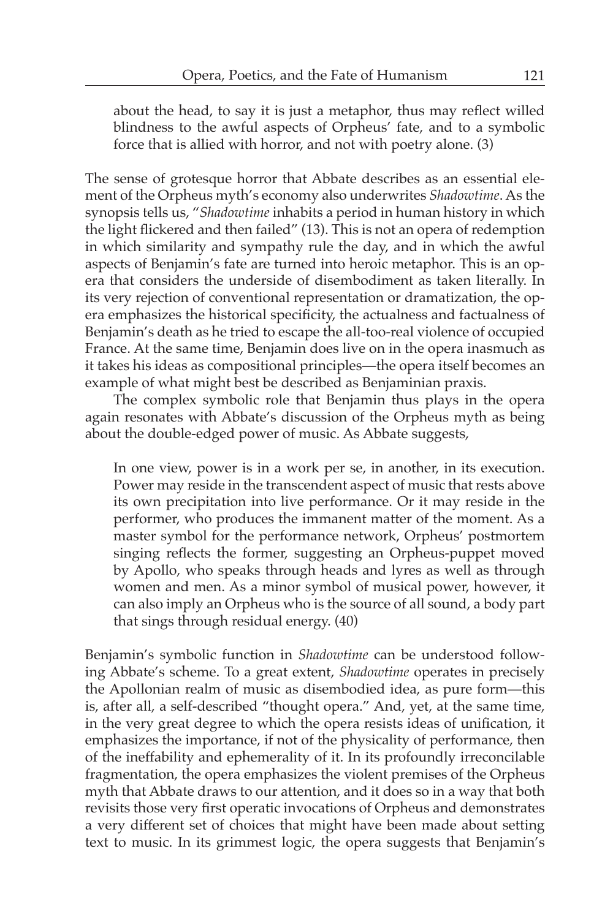about the head, to say it is just a metaphor, thus may reflect willed blindness to the awful aspects of Orpheus' fate, and to a symbolic force that is allied with horror, and not with poetry alone. (3)

The sense of grotesque horror that Abbate describes as an essential element of the Orpheus myth's economy also underwrites *Shadowtime*. As the synopsis tells us, "*Shadowtime* inhabits a period in human history in which the light flickered and then failed" (13). This is not an opera of redemption in which similarity and sympathy rule the day, and in which the awful aspects of Benjamin's fate are turned into heroic metaphor. This is an opera that considers the underside of disembodiment as taken literally. In its very rejection of conventional representation or dramatization, the opera emphasizes the historical specificity, the actualness and factualness of Benjamin's death as he tried to escape the all-too-real violence of occupied France. At the same time, Benjamin does live on in the opera inasmuch as it takes his ideas as compositional principles—the opera itself becomes an example of what might best be described as Benjaminian praxis.

The complex symbolic role that Benjamin thus plays in the opera again resonates with Abbate's discussion of the Orpheus myth as being about the double-edged power of music. As Abbate suggests,

> In one view, power is in a work per se, in another, in its execution. Power may reside in the transcendent aspect of music that rests above its own precipitation into live performance. Or it may reside in the performer, who produces the immanent matter of the moment. As a master symbol for the performance network, Orpheus' postmortem singing reflects the former, suggesting an Orpheus-puppet moved by Apollo, who speaks through heads and lyres as well as through women and men. As a minor symbol of musical power, however, it can also imply an Orpheus who is the source of all sound, a body part that sings through residual energy. (40)

Benjamin's symbolic function in *Shadowtime* can be understood following Abbate's scheme. To a great extent, *Shadowtime* operates in precisely the Apollonian realm of music as disembodied idea, as pure form—this is, after all, a self-described "thought opera." And, yet, at the same time, in the very great degree to which the opera resists ideas of unification, it emphasizes the importance, if not of the physicality of performance, then of the ineffability and ephemerality of it. In its profoundly irreconcilable fragmentation, the opera emphasizes the violent premises of the Orpheus myth that Abbate draws to our attention, and it does so in a way that both revisits those very first operatic invocations of Orpheus and demonstrates a very different set of choices that might have been made about setting text to music. In its grimmest logic, the opera suggests that Benjamin's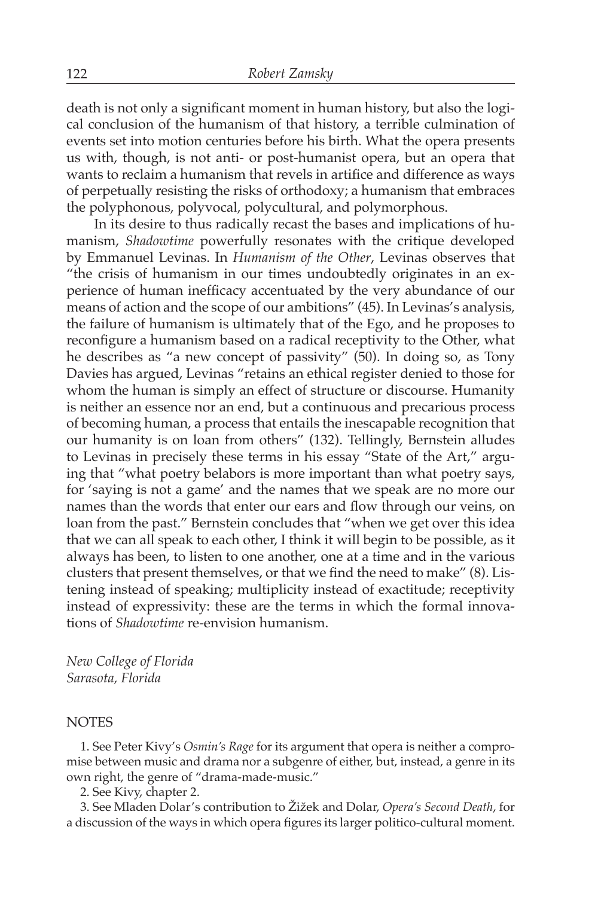death is not only a significant moment in human history, but also the logical conclusion of the humanism of that history, a terrible culmination of events set into motion centuries before his birth. What the opera presents us with, though, is not anti- or post-humanist opera, but an opera that wants to reclaim a humanism that revels in artifice and difference as ways of perpetually resisting the risks of orthodoxy; a humanism that embraces the polyphonous, polyvocal, polycultural, and polymorphous.

In its desire to thus radically recast the bases and implications of humanism, *Shadowtime* powerfully resonates with the critique developed by Emmanuel Levinas. In *Humanism of the Other*, Levinas observes that "the crisis of humanism in our times undoubtedly originates in an experience of human inefficacy accentuated by the very abundance of our means of action and the scope of our ambitions" (45). In Levinas's analysis, the failure of humanism is ultimately that of the Ego, and he proposes to reconfigure a humanism based on a radical receptivity to the Other, what he describes as "a new concept of passivity" (50). In doing so, as Tony Davies has argued, Levinas "retains an ethical register denied to those for whom the human is simply an effect of structure or discourse. Humanity is neither an essence nor an end, but a continuous and precarious process of becoming human, a process that entails the inescapable recognition that our humanity is on loan from others" (132). Tellingly, Bernstein alludes to Levinas in precisely these terms in his essay "State of the Art," arguing that "what poetry belabors is more important than what poetry says, for 'saying is not a game' and the names that we speak are no more our names than the words that enter our ears and flow through our veins, on loan from the past." Bernstein concludes that "when we get over this idea that we can all speak to each other, I think it will begin to be possible, as it always has been, to listen to one another, one at a time and in the various clusters that present themselves, or that we find the need to make" (8). Listening instead of speaking; multiplicity instead of exactitude; receptivity instead of expressivity: these are the terms in which the formal innovations of *Shadowtime* re-envision humanism.

*New College of Florida*
*Sarasota, Florida*

## NOTES

1. See Peter Kivy's *Osmin's Rage* for its argument that opera is neither a compromise between music and drama nor a subgenre of either, but, instead, a genre in its own right, the genre of "drama-made-music."

2. See Kivy, chapter 2.

3. See Mladen Dolar's contribution to Žižek and Dolar, *Opera's Second Death*, for a discussion of the ways in which opera figures its larger politico-cultural moment.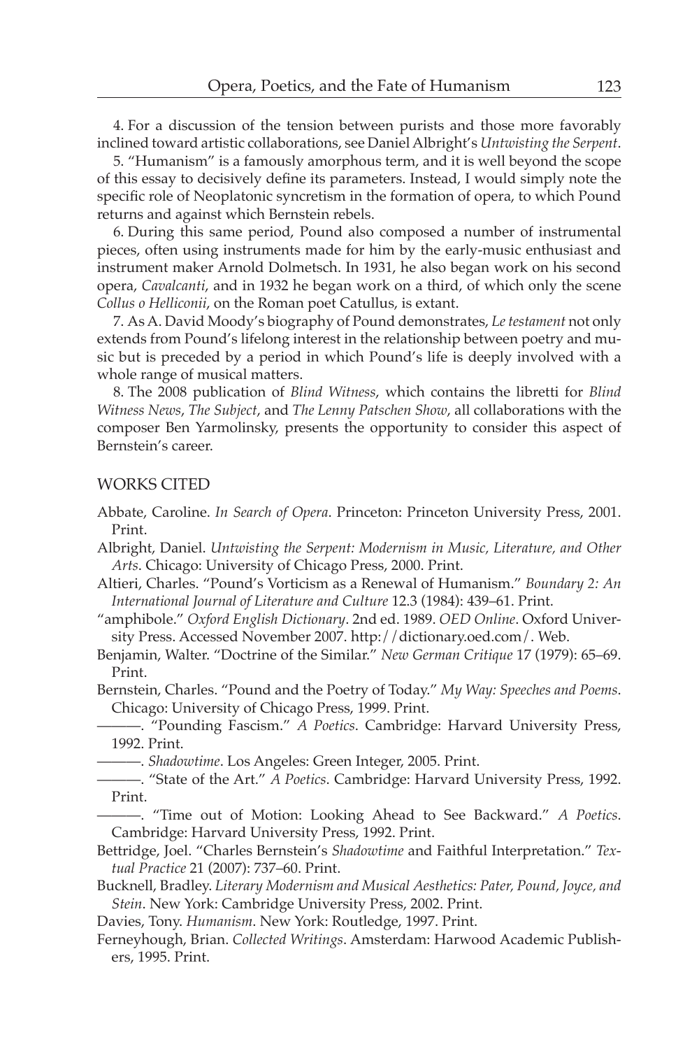4. For a discussion of the tension between purists and those more favorably inclined toward artistic collaborations, see Daniel Albright's *Untwisting the Serpent*.

5. "Humanism" is a famously amorphous term, and it is well beyond the scope of this essay to decisively define its parameters. Instead, I would simply note the specific role of Neoplatonic syncretism in the formation of opera, to which Pound returns and against which Bernstein rebels.

6. During this same period, Pound also composed a number of instrumental pieces, often using instruments made for him by the early-music enthusiast and instrument maker Arnold Dolmetsch. In 1931, he also began work on his second opera, *Cavalcanti*, and in 1932 he began work on a third, of which only the scene *Collus o Helliconii*, on the Roman poet Catullus, is extant.

7. As A. David Moody's biography of Pound demonstrates, *Le testament* not only extends from Pound's lifelong interest in the relationship between poetry and music but is preceded by a period in which Pound's life is deeply involved with a whole range of musical matters.

8. The 2008 publication of *Blind Witness*, which contains the libretti for *Blind Witness News*, *The Subject*, and *The Lenny Patschen Show*, all collaborations with the composer Ben Yarmolinsky, presents the opportunity to consider this aspect of Bernstein's career.

## WORKS CITED

Abbate, Caroline. *In Search of Opera*. Princeton: Princeton University Press, 2001. Print.

Albright, Daniel. *Untwisting the Serpent: Modernism in Music, Literature, and Other Arts*. Chicago: University of Chicago Press, 2000. Print.

Altieri, Charles. "Pound's Vorticism as a Renewal of Humanism." *Boundary 2: An International Journal of Literature and Culture* 12.3 (1984): 439–61. Print.

"amphibole." *Oxford English Dictionary*. 2nd ed. 1989. *OED Online*. Oxford University Press. Accessed November 2007. http://dictionary.oed.com/. Web.

Benjamin, Walter. "Doctrine of the Similar." *New German Critique* 17 (1979): 65–69. Print.

Bernstein, Charles. "Pound and the Poetry of Today." *My Way: Speeches and Poems*. Chicago: University of Chicago Press, 1999. Print.

———. "Pounding Fascism." *A Poetics*. Cambridge: Harvard University Press, 1992. Print.

———. *Shadowtime*. Los Angeles: Green Integer, 2005. Print.

———. "State of the Art." *A Poetics*. Cambridge: Harvard University Press, 1992. Print.

———. "Time out of Motion: Looking Ahead to See Backward." *A Poetics*. Cambridge: Harvard University Press, 1992. Print.

Bettridge, Joel. "Charles Bernstein's *Shadowtime* and Faithful Interpretation." *Textual Practice* 21 (2007): 737–60. Print.

Bucknell, Bradley. *Literary Modernism and Musical Aesthetics: Pater, Pound, Joyce, and Stein*. New York: Cambridge University Press, 2002. Print.

Davies, Tony. *Humanism*. New York: Routledge, 1997. Print.

Ferneyhough, Brian. *Collected Writings*. Amsterdam: Harwood Academic Publishers, 1995. Print.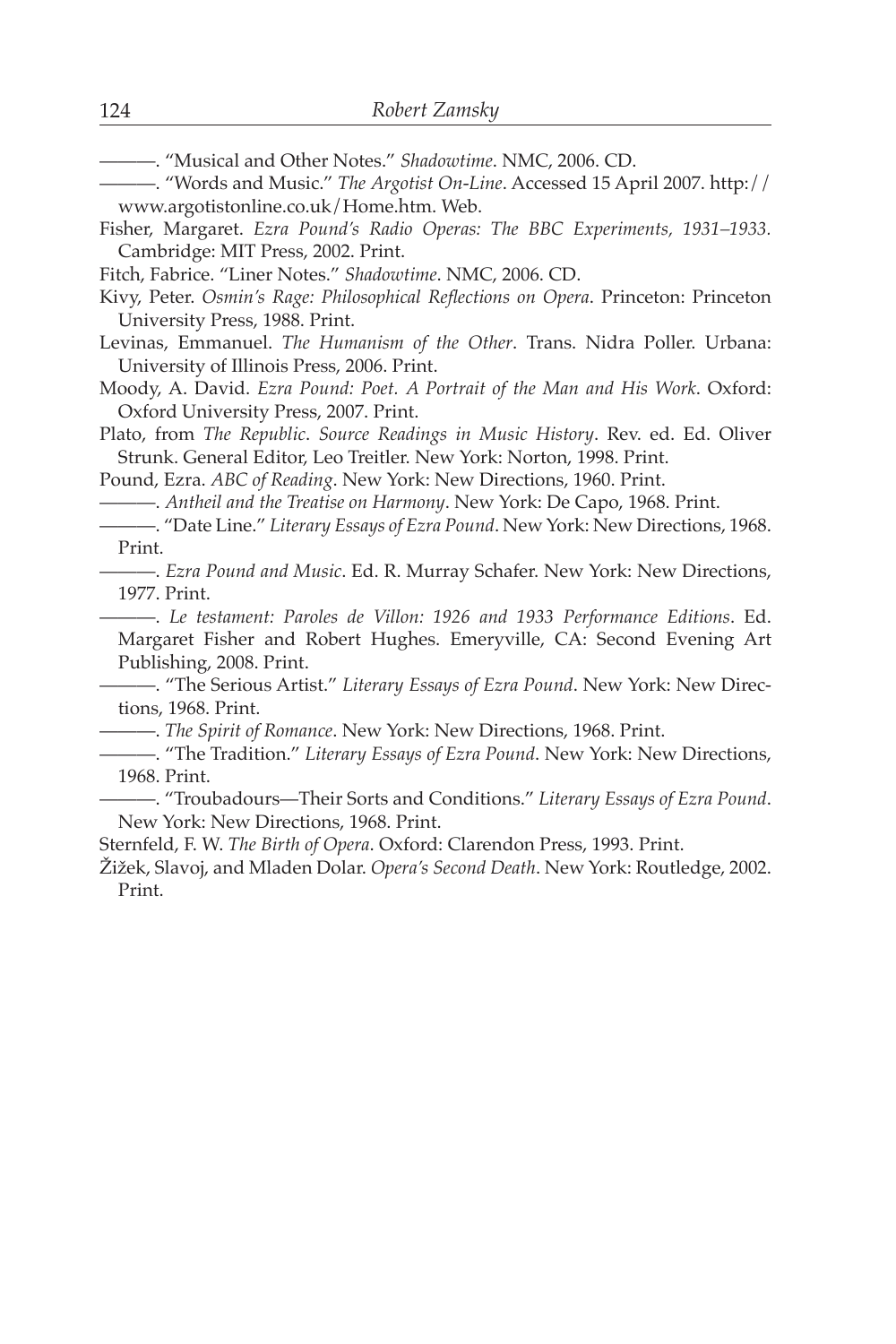———. "Musical and Other Notes." *Shadowtime*. NMC, 2006. CD.

———. "Words and Music." *The Argotist On-Line*. Accessed 15 April 2007. http://www.argotistonline.co.uk/Home.htm. Web.

Fisher, Margaret. *Ezra Pound's Radio Operas: The BBC Experiments, 1931–1933*. Cambridge: MIT Press, 2002. Print.

Fitch, Fabrice. "Liner Notes." *Shadowtime*. NMC, 2006. CD.

Kivy, Peter. *Osmin's Rage: Philosophical Reflections on Opera*. Princeton: Princeton University Press, 1988. Print.

Levinas, Emmanuel. *The Humanism of the Other*. Trans. Nidra Poller. Urbana: University of Illinois Press, 2006. Print.

Moody, A. David. *Ezra Pound: Poet. A Portrait of the Man and His Work*. Oxford: Oxford University Press, 2007. Print.

Plato, from *The Republic*. *Source Readings in Music History*. Rev. ed. Ed. Oliver Strunk. General Editor, Leo Treitler. New York: Norton, 1998. Print.

Pound, Ezra. *ABC of Reading*. New York: New Directions, 1960. Print.

———. *Antheil and the Treatise on Harmony*. New York: De Capo, 1968. Print.

———. "Date Line." *Literary Essays of Ezra Pound*. New York: New Directions, 1968. Print.

———. *Ezra Pound and Music*. Ed. R. Murray Schafer. New York: New Directions, 1977. Print.

———. *Le testament: Paroles de Villon: 1926 and 1933 Performance Editions*. Ed. Margaret Fisher and Robert Hughes. Emeryville, CA: Second Evening Art Publishing, 2008. Print.

———. "The Serious Artist." *Literary Essays of Ezra Pound*. New York: New Directions, 1968. Print.

———. *The Spirit of Romance*. New York: New Directions, 1968. Print.

———. "The Tradition." *Literary Essays of Ezra Pound*. New York: New Directions, 1968. Print.

———. "Troubadours—Their Sorts and Conditions." *Literary Essays of Ezra Pound*. New York: New Directions, 1968. Print.

Sternfeld, F. W. *The Birth of Opera*. Oxford: Clarendon Press, 1993. Print.

Žižek, Slavoj, and Mladen Dolar. *Opera's Second Death*. New York: Routledge, 2002. Print.